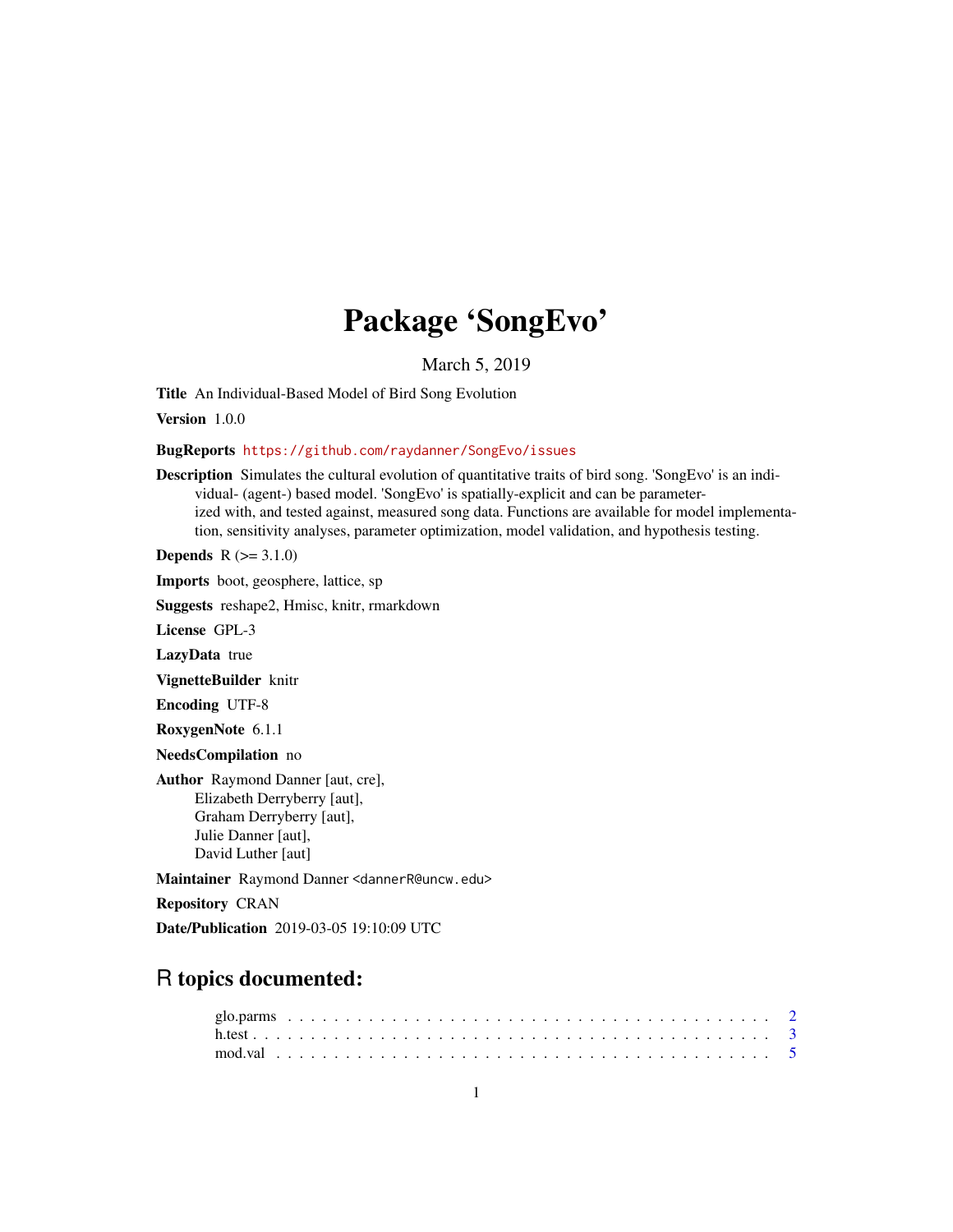# Package 'SongEvo'

March 5, 2019

**Title** An Individual-Based Model of Bird Song Evolution

**Version** 1.0.0

**BugReports** https://github.com/raydanner/SongEvo/issues

**Description** Simulates the cultural evolution of quantitative traits of bird song. 'SongEvo' is an individual- (agent-) based model. 'SongEvo' is spatially-explicit and can be parameterized with, and tested against, measured song data. Functions are available for model implementation, sensitivity analyses, parameter optimization, model validation, and hypothesis testing.

**Depends** R (>= 3.1.0)

**Imports** boot, geosphere, lattice, sp

**Suggests** reshape2, Hmisc, knitr, rmarkdown

**License** GPL-3

**LazyData** true

**VignetteBuilder** knitr

**Encoding** UTF-8

**RoxygenNote** 6.1.1

**NeedsCompilation** no

**Author** Raymond Danner [aut, cre],
Elizabeth Derryberry [aut],
Graham Derryberry [aut],
Julie Danner [aut],
David Luther [aut]

**Maintainer** Raymond Danner <dannerR@uncw.edu>

**Repository** CRAN

**Date/Publication** 2019-03-05 19:10:09 UTC

## R topics documented:

glo.parms . . . . . . . . . . . . . . . . . . . . . . . . . . . . . . . . . . . . . . . . 2
h.test . . . . . . . . . . . . . . . . . . . . . . . . . . . . . . . . . . . . . . . . . . . 3
mod.val . . . . . . . . . . . . . . . . . . . . . . . . . . . . . . . . . . . . . . . . . 5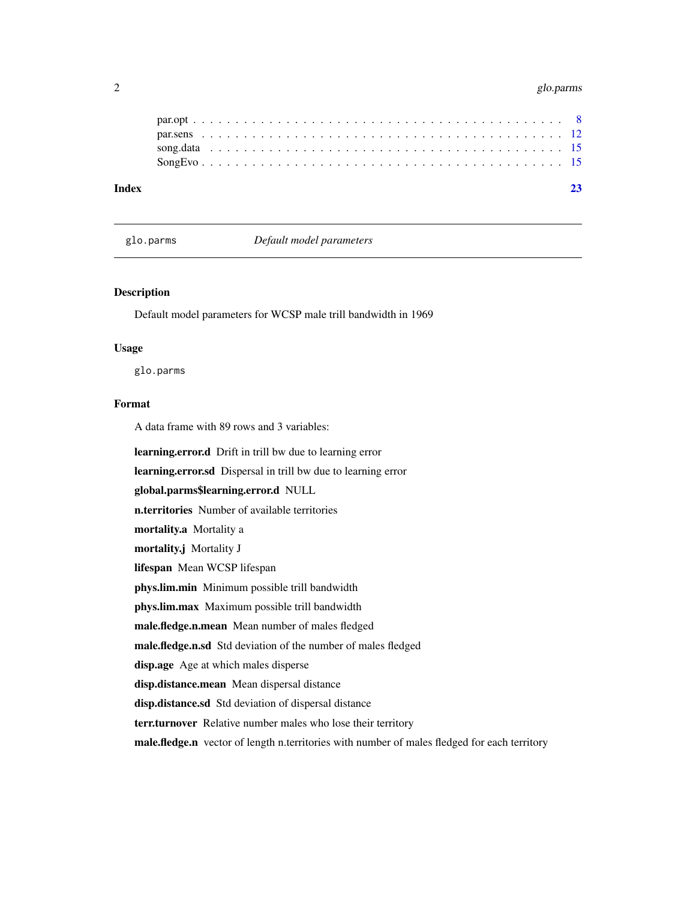| | |
|---|---|
| par.opt | 8 |
| par.sens | 12 |
| song.data | 15 |
| SongEvo | 15 |

**Index** 23

---

## glo.parms — *Default model parameters*

---

### Description

Default model parameters for WCSP male trill bandwidth in 1969

### Usage

```
glo.parms
```

### Format

A data frame with 89 rows and 3 variables:

**learning.error.d** Drift in trill bw due to learning error

**learning.error.sd** Dispersal in trill bw due to learning error

**global.parms$learning.error.d** NULL

**n.territories** Number of available territories

**mortality.a** Mortality a

**mortality.j** Mortality J

**lifespan** Mean WCSP lifespan

**phys.lim.min** Minimum possible trill bandwidth

**phys.lim.max** Maximum possible trill bandwidth

**male.fledge.n.mean** Mean number of males fledged

**male.fledge.n.sd** Std deviation of the number of males fledged

**disp.age** Age at which males disperse

**disp.distance.mean** Mean dispersal distance

**disp.distance.sd** Std deviation of dispersal distance

**terr.turnover** Relative number males who lose their territory

**male.fledge.n** vector of length n.territories with number of males fledged for each territory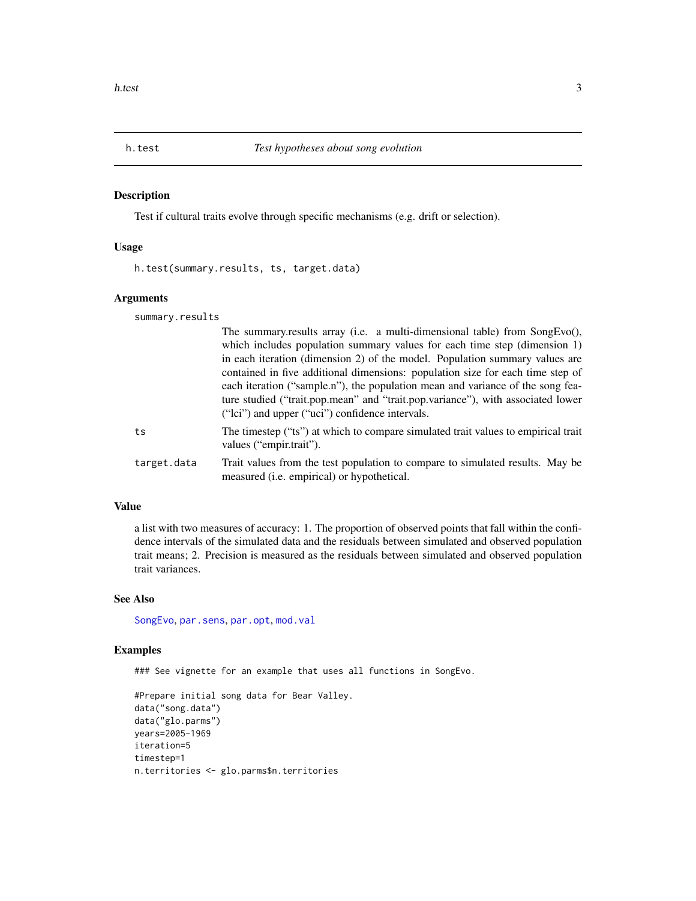## h.test — *Test hypotheses about song evolution*

### Description

Test if cultural traits evolve through specific mechanisms (e.g. drift or selection).

### Usage

```
h.test(summary.results, ts, target.data)
```

### Arguments

| Argument | Description |
| --- | --- |
| summary.results | The summary.results array (i.e. a multi-dimensional table) from SongEvo(), which includes population summary values for each time step (dimension 1) in each iteration (dimension 2) of the model. Population summary values are contained in five additional dimensions: population size for each time step of each iteration ("sample.n"), the population mean and variance of the song feature studied ("trait.pop.mean" and "trait.pop.variance"), with associated lower ("lci") and upper ("uci") confidence intervals. |
| ts | The timestep ("ts") at which to compare simulated trait values to empirical trait values ("empir.trait"). |
| target.data | Trait values from the test population to compare to simulated results. May be measured (i.e. empirical) or hypothetical. |

### Value

a list with two measures of accuracy: 1. The proportion of observed points that fall within the confidence intervals of the simulated data and the residuals between simulated and observed population trait means; 2. Precision is measured as the residuals between simulated and observed population trait variances.

### See Also

SongEvo, par.sens, par.opt, mod.val

### Examples

```
### See vignette for an example that uses all functions in SongEvo.

#Prepare initial song data for Bear Valley.
data("song.data")
data("glo.parms")
years=2005-1969
iteration=5
timestep=1
n.territories <- glo.parms$n.territories
```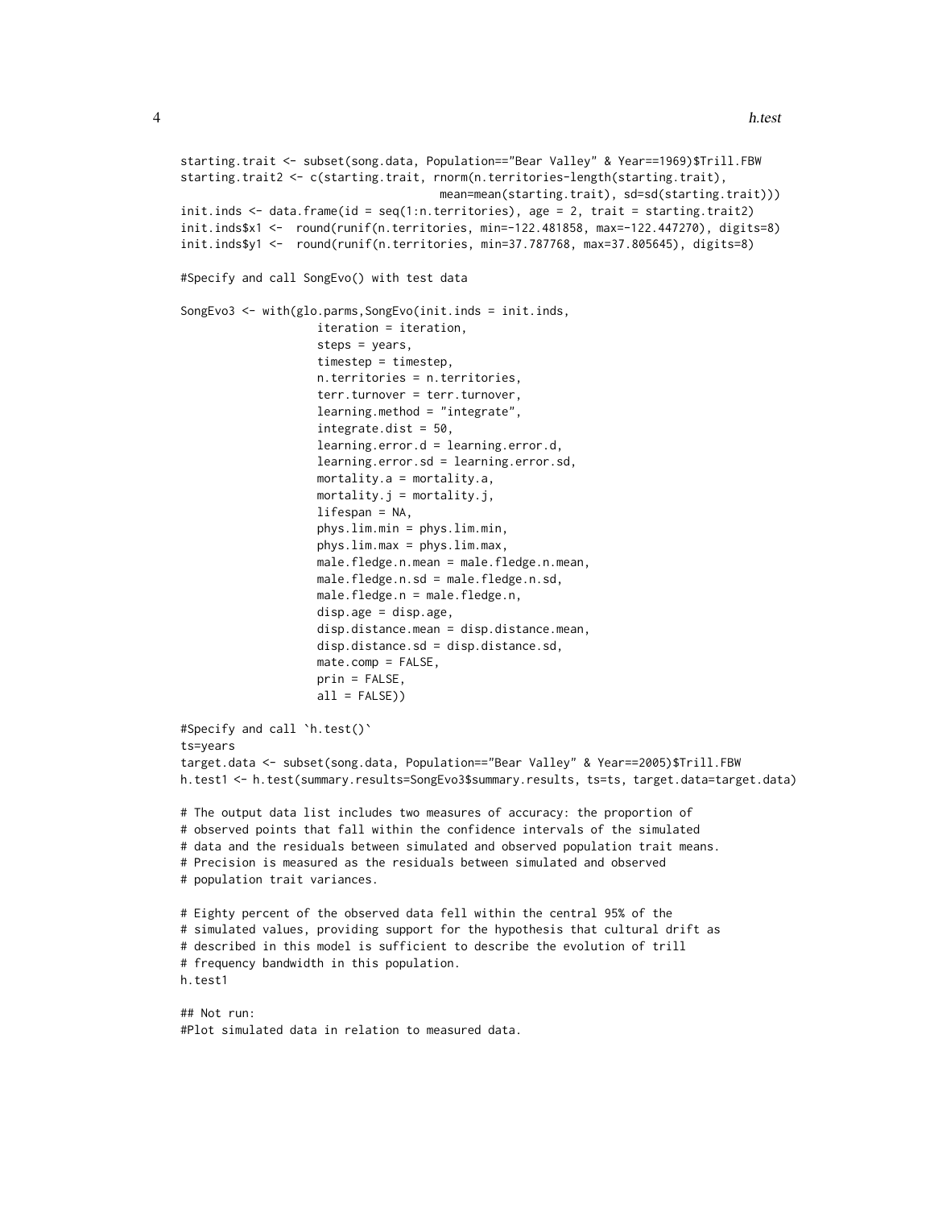```
starting.trait <- subset(song.data, Population=="Bear Valley" & Year==1969)$Trill.FBW
starting.trait2 <- c(starting.trait, rnorm(n.territories-length(starting.trait),
                                   mean=mean(starting.trait), sd=sd(starting.trait)))
init.inds <- data.frame(id = seq(1:n.territories), age = 2, trait = starting.trait2)
init.inds$x1 <-  round(runif(n.territories, min=-122.481858, max=-122.447270), digits=8)
init.inds$y1 <-  round(runif(n.territories, min=37.787768, max=37.805645), digits=8)

#Specify and call SongEvo() with test data

SongEvo3 <- with(glo.parms,SongEvo(init.inds = init.inds,
                    iteration = iteration,
                    steps = years,
                    timestep = timestep,
                    n.territories = n.territories,
                    terr.turnover = terr.turnover,
                    learning.method = "integrate",
                    integrate.dist = 50,
                    learning.error.d = learning.error.d,
                    learning.error.sd = learning.error.sd,
                    mortality.a = mortality.a,
                    mortality.j = mortality.j,
                    lifespan = NA,
                    phys.lim.min = phys.lim.min,
                    phys.lim.max = phys.lim.max,
                    male.fledge.n.mean = male.fledge.n.mean,
                    male.fledge.n.sd = male.fledge.n.sd,
                    male.fledge.n = male.fledge.n,
                    disp.age = disp.age,
                    disp.distance.mean = disp.distance.mean,
                    disp.distance.sd = disp.distance.sd,
                    mate.comp = FALSE,
                    prin = FALSE,
                    all = FALSE))

#Specify and call `h.test()`
ts=years
target.data <- subset(song.data, Population=="Bear Valley" & Year==2005)$Trill.FBW
h.test1 <- h.test(summary.results=SongEvo3$summary.results, ts=ts, target.data=target.data)

# The output data list includes two measures of accuracy: the proportion of
# observed points that fall within the confidence intervals of the simulated
# data and the residuals between simulated and observed population trait means.
# Precision is measured as the residuals between simulated and observed
# population trait variances.

# Eighty percent of the observed data fell within the central 95% of the
# simulated values, providing support for the hypothesis that cultural drift as
# described in this model is sufficient to describe the evolution of trill
# frequency bandwidth in this population.
h.test1

## Not run:
#Plot simulated data in relation to measured data.
```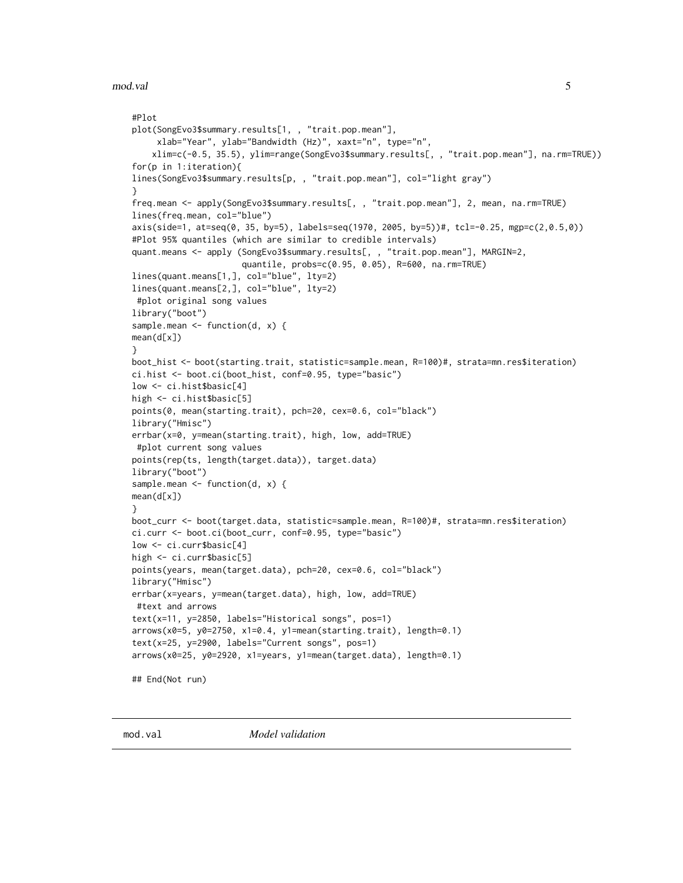```
#Plot
plot(SongEvo3$summary.results[1, , "trait.pop.mean"],
     xlab="Year", ylab="Bandwidth (Hz)", xaxt="n", type="n",
    xlim=c(-0.5, 35.5), ylim=range(SongEvo3$summary.results[, , "trait.pop.mean"], na.rm=TRUE))
for(p in 1:iteration){
lines(SongEvo3$summary.results[p, , "trait.pop.mean"], col="light gray")
}
freq.mean <- apply(SongEvo3$summary.results[, , "trait.pop.mean"], 2, mean, na.rm=TRUE)
lines(freq.mean, col="blue")
axis(side=1, at=seq(0, 35, by=5), labels=seq(1970, 2005, by=5))#, tcl=-0.25, mgp=c(2,0.5,0))
#Plot 95% quantiles (which are similar to credible intervals)
quant.means <- apply (SongEvo3$summary.results[, , "trait.pop.mean"], MARGIN=2,
                     quantile, probs=c(0.95, 0.05), R=600, na.rm=TRUE)
lines(quant.means[1,], col="blue", lty=2)
lines(quant.means[2,], col="blue", lty=2)
 #plot original song values
library("boot")
sample.mean <- function(d, x) {
mean(d[x])
}
boot_hist <- boot(starting.trait, statistic=sample.mean, R=100)#, strata=mn.res$iteration)
ci.hist <- boot.ci(boot_hist, conf=0.95, type="basic")
low <- ci.hist$basic[4]
high <- ci.hist$basic[5]
points(0, mean(starting.trait), pch=20, cex=0.6, col="black")
library("Hmisc")
errbar(x=0, y=mean(starting.trait), high, low, add=TRUE)
 #plot current song values
points(rep(ts, length(target.data)), target.data)
library("boot")
sample.mean <- function(d, x) {
mean(d[x])
}
boot_curr <- boot(target.data, statistic=sample.mean, R=100)#, strata=mn.res$iteration)
ci.curr <- boot.ci(boot_curr, conf=0.95, type="basic")
low <- ci.curr$basic[4]
high <- ci.curr$basic[5]
points(years, mean(target.data), pch=20, cex=0.6, col="black")
library("Hmisc")
errbar(x=years, y=mean(target.data), high, low, add=TRUE)
 #text and arrows
text(x=11, y=2850, labels="Historical songs", pos=1)
arrows(x0=5, y0=2750, x1=0.4, y1=mean(starting.trait), length=0.1)
text(x=25, y=2900, labels="Current songs", pos=1)
arrows(x0=25, y0=2920, x1=years, y1=mean(target.data), length=0.1)

## End(Not run)
```

## mod.val *Model validation*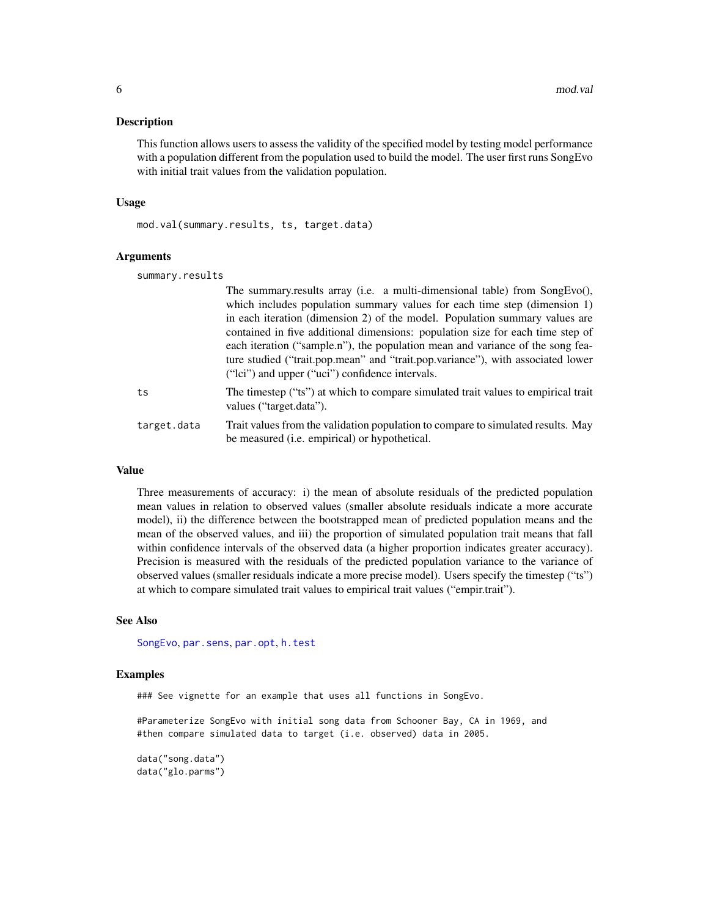## Description

This function allows users to assess the validity of the specified model by testing model performance with a population different from the population used to build the model. The user first runs SongEvo with initial trait values from the validation population.

## Usage

```
mod.val(summary.results, ts, target.data)
```

## Arguments

| | |
|---|---|
| `summary.results` | The summary.results array (i.e. a multi-dimensional table) from SongEvo(), which includes population summary values for each time step (dimension 1) in each iteration (dimension 2) of the model. Population summary values are contained in five additional dimensions: population size for each time step of each iteration ("sample.n"), the population mean and variance of the song feature studied ("trait.pop.mean" and "trait.pop.variance"), with associated lower ("lci") and upper ("uci") confidence intervals. |
| `ts` | The timestep ("ts") at which to compare simulated trait values to empirical trait values ("target.data"). |
| `target.data` | Trait values from the validation population to compare to simulated results. May be measured (i.e. empirical) or hypothetical. |

## Value

Three measurements of accuracy: i) the mean of absolute residuals of the predicted population mean values in relation to observed values (smaller absolute residuals indicate a more accurate model), ii) the difference between the bootstrapped mean of predicted population means and the mean of the observed values, and iii) the proportion of simulated population trait means that fall within confidence intervals of the observed data (a higher proportion indicates greater accuracy). Precision is measured with the residuals of the predicted population variance to the variance of observed values (smaller residuals indicate a more precise model). Users specify the timestep ("ts") at which to compare simulated trait values to empirical trait values ("empir.trait").

## See Also

SongEvo, par.sens, par.opt, h.test

## Examples

```
### See vignette for an example that uses all functions in SongEvo.

#Parameterize SongEvo with initial song data from Schooner Bay, CA in 1969, and
#then compare simulated data to target (i.e. observed) data in 2005.

data("song.data")
data("glo.parms")
```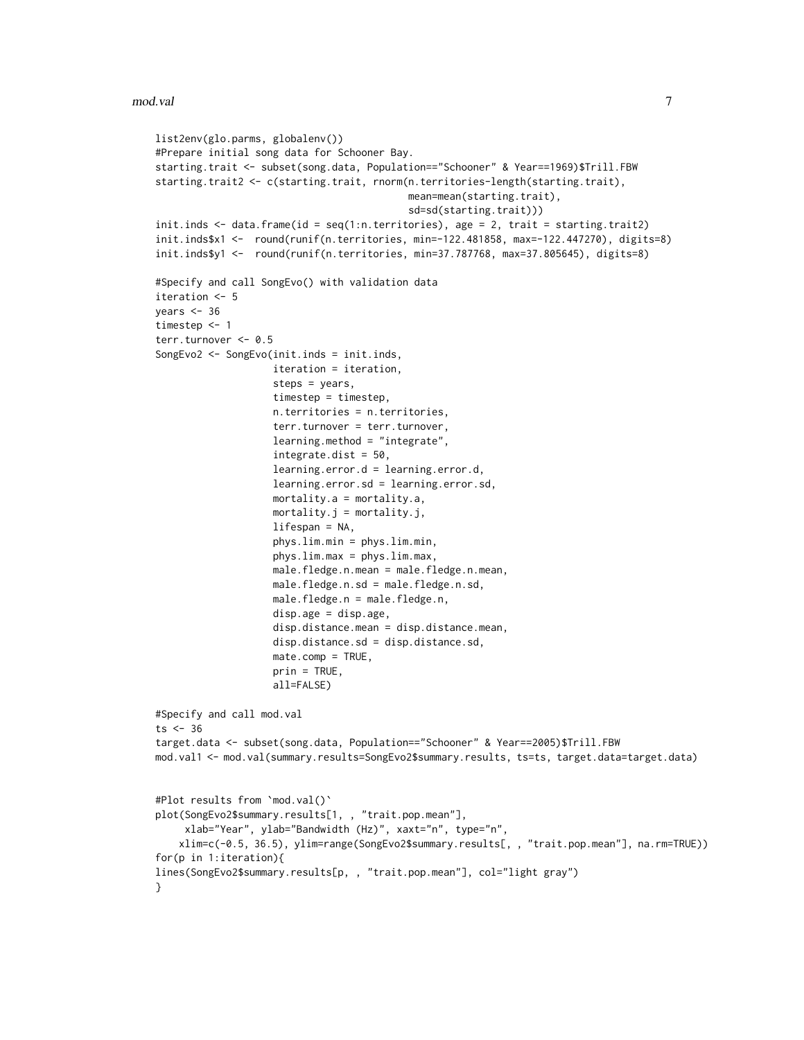```
list2env(glo.parms, globalenv())
#Prepare initial song data for Schooner Bay.
starting.trait <- subset(song.data, Population=="Schooner" & Year==1969)$Trill.FBW
starting.trait2 <- c(starting.trait, rnorm(n.territories-length(starting.trait),
                                            mean=mean(starting.trait),
                                            sd=sd(starting.trait)))
init.inds <- data.frame(id = seq(1:n.territories), age = 2, trait = starting.trait2)
init.inds$x1 <-  round(runif(n.territories, min=-122.481858, max=-122.447270), digits=8)
init.inds$y1 <-  round(runif(n.territories, min=37.787768, max=37.805645), digits=8)

#Specify and call SongEvo() with validation data
iteration <- 5
years <- 36
timestep <- 1
terr.turnover <- 0.5
SongEvo2 <- SongEvo(init.inds = init.inds,
                    iteration = iteration,
                    steps = years,
                    timestep = timestep,
                    n.territories = n.territories,
                    terr.turnover = terr.turnover,
                    learning.method = "integrate",
                    integrate.dist = 50,
                    learning.error.d = learning.error.d,
                    learning.error.sd = learning.error.sd,
                    mortality.a = mortality.a,
                    mortality.j = mortality.j,
                    lifespan = NA,
                    phys.lim.min = phys.lim.min,
                    phys.lim.max = phys.lim.max,
                    male.fledge.n.mean = male.fledge.n.mean,
                    male.fledge.n.sd = male.fledge.n.sd,
                    male.fledge.n = male.fledge.n,
                    disp.age = disp.age,
                    disp.distance.mean = disp.distance.mean,
                    disp.distance.sd = disp.distance.sd,
                    mate.comp = TRUE,
                    prin = TRUE,
                    all=FALSE)

#Specify and call mod.val
ts <- 36
target.data <- subset(song.data, Population=="Schooner" & Year==2005)$Trill.FBW
mod.val1 <- mod.val(summary.results=SongEvo2$summary.results, ts=ts, target.data=target.data)


#Plot results from `mod.val()`
plot(SongEvo2$summary.results[1, , "trait.pop.mean"],
     xlab="Year", ylab="Bandwidth (Hz)", xaxt="n", type="n",
    xlim=c(-0.5, 36.5), ylim=range(SongEvo2$summary.results[, , "trait.pop.mean"], na.rm=TRUE))
for(p in 1:iteration){
lines(SongEvo2$summary.results[p, , "trait.pop.mean"], col="light gray")
}
```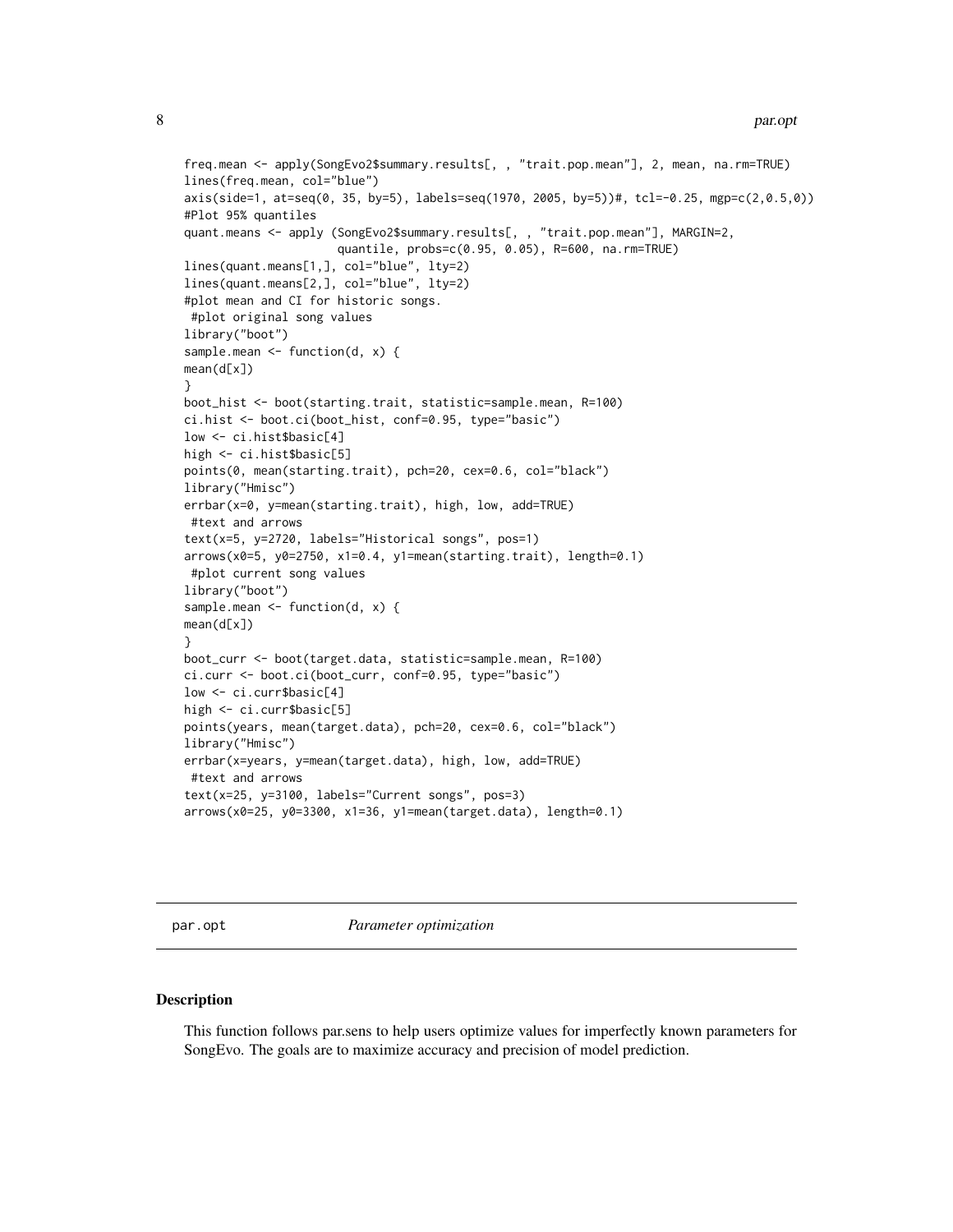```
freq.mean <- apply(SongEvo2$summary.results[, , "trait.pop.mean"], 2, mean, na.rm=TRUE)
lines(freq.mean, col="blue")
axis(side=1, at=seq(0, 35, by=5), labels=seq(1970, 2005, by=5))#, tcl=-0.25, mgp=c(2,0.5,0))
#Plot 95% quantiles
quant.means <- apply (SongEvo2$summary.results[, , "trait.pop.mean"], MARGIN=2,
                      quantile, probs=c(0.95, 0.05), R=600, na.rm=TRUE)
lines(quant.means[1,], col="blue", lty=2)
lines(quant.means[2,], col="blue", lty=2)
#plot mean and CI for historic songs.
 #plot original song values
library("boot")
sample.mean <- function(d, x) {
mean(d[x])
}
boot_hist <- boot(starting.trait, statistic=sample.mean, R=100)
ci.hist <- boot.ci(boot_hist, conf=0.95, type="basic")
low <- ci.hist$basic[4]
high <- ci.hist$basic[5]
points(0, mean(starting.trait), pch=20, cex=0.6, col="black")
library("Hmisc")
errbar(x=0, y=mean(starting.trait), high, low, add=TRUE)
 #text and arrows
text(x=5, y=2720, labels="Historical songs", pos=1)
arrows(x0=5, y0=2750, x1=0.4, y1=mean(starting.trait), length=0.1)
 #plot current song values
library("boot")
sample.mean <- function(d, x) {
mean(d[x])
}
boot_curr <- boot(target.data, statistic=sample.mean, R=100)
ci.curr <- boot.ci(boot_curr, conf=0.95, type="basic")
low <- ci.curr$basic[4]
high <- ci.curr$basic[5]
points(years, mean(target.data), pch=20, cex=0.6, col="black")
library("Hmisc")
errbar(x=years, y=mean(target.data), high, low, add=TRUE)
 #text and arrows
text(x=25, y=3100, labels="Current songs", pos=3)
arrows(x0=25, y0=3300, x1=36, y1=mean(target.data), length=0.1)
```

## par.opt *Parameter optimization*

### Description

This function follows par.sens to help users optimize values for imperfectly known parameters for SongEvo. The goals are to maximize accuracy and precision of model prediction.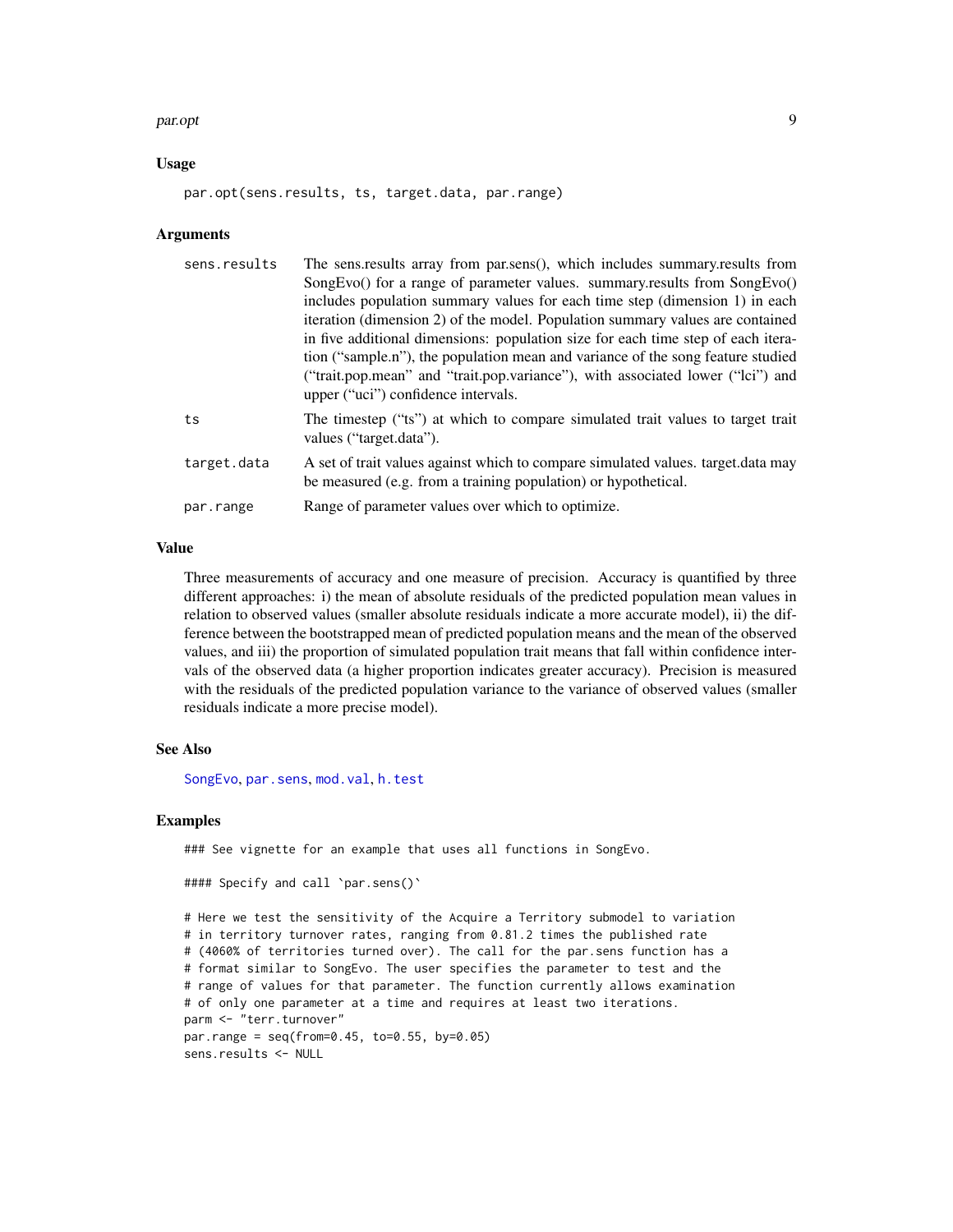### Usage

```
par.opt(sens.results, ts, target.data, par.range)
```

### Arguments

| | |
|---|---|
| sens.results | The sens.results array from par.sens(), which includes summary.results from SongEvo() for a range of parameter values. summary.results from SongEvo() includes population summary values for each time step (dimension 1) in each iteration (dimension 2) of the model. Population summary values are contained in five additional dimensions: population size for each time step of each iteration ("sample.n"), the population mean and variance of the song feature studied ("trait.pop.mean" and "trait.pop.variance"), with associated lower ("lci") and upper ("uci") confidence intervals. |
| ts | The timestep ("ts") at which to compare simulated trait values to target trait values ("target.data"). |
| target.data | A set of trait values against which to compare simulated values. target.data may be measured (e.g. from a training population) or hypothetical. |
| par.range | Range of parameter values over which to optimize. |

### Value

Three measurements of accuracy and one measure of precision. Accuracy is quantified by three different approaches: i) the mean of absolute residuals of the predicted population mean values in relation to observed values (smaller absolute residuals indicate a more accurate model), ii) the difference between the bootstrapped mean of predicted population means and the mean of the observed values, and iii) the proportion of simulated population trait means that fall within confidence intervals of the observed data (a higher proportion indicates greater accuracy). Precision is measured with the residuals of the predicted population variance to the variance of observed values (smaller residuals indicate a more precise model).

### See Also

SongEvo, par.sens, mod.val, h.test

### Examples

```
### See vignette for an example that uses all functions in SongEvo.

#### Specify and call `par.sens()`

# Here we test the sensitivity of the Acquire a Territory submodel to variation
# in territory turnover rates, ranging from 0.81.2 times the published rate
# (4060% of territories turned over). The call for the par.sens function has a
# format similar to SongEvo. The user specifies the parameter to test and the
# range of values for that parameter. The function currently allows examination
# of only one parameter at a time and requires at least two iterations.
parm <- "terr.turnover"
par.range = seq(from=0.45, to=0.55, by=0.05)
sens.results <- NULL
```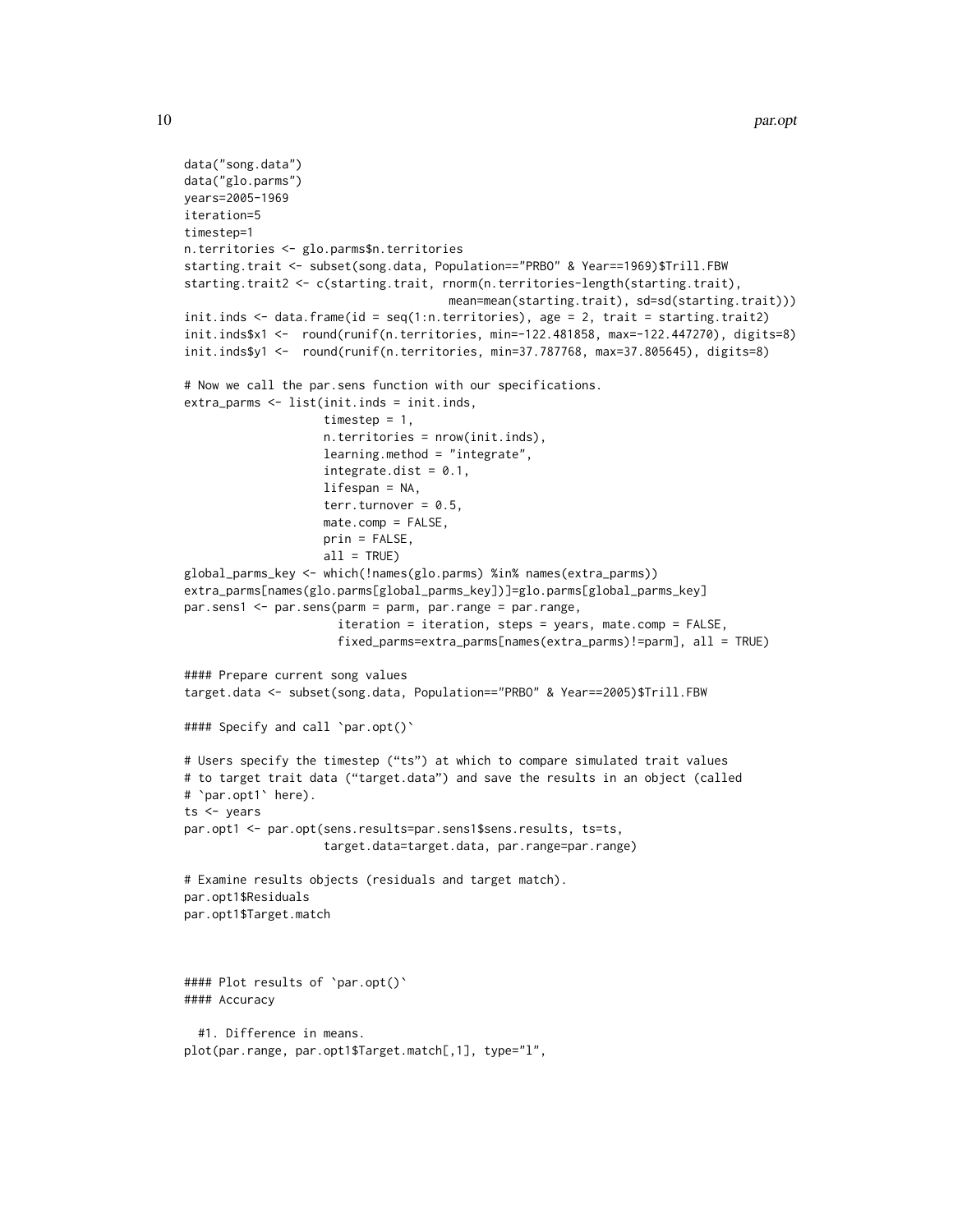```
data("song.data")
data("glo.parms")
years=2005-1969
iteration=5
timestep=1
n.territories <- glo.parms$n.territories
starting.trait <- subset(song.data, Population=="PRBO" & Year==1969)$Trill.FBW
starting.trait2 <- c(starting.trait, rnorm(n.territories-length(starting.trait),
                                          mean=mean(starting.trait), sd=sd(starting.trait)))
init.inds <- data.frame(id = seq(1:n.territories), age = 2, trait = starting.trait2)
init.inds$x1 <-  round(runif(n.territories, min=-122.481858, max=-122.447270), digits=8)
init.inds$y1 <-  round(runif(n.territories, min=37.787768, max=37.805645), digits=8)

# Now we call the par.sens function with our specifications.
extra_parms <- list(init.inds = init.inds,
                    timestep = 1,
                    n.territories = nrow(init.inds),
                    learning.method = "integrate",
                    integrate.dist = 0.1,
                    lifespan = NA,
                    terr.turnover = 0.5,
                    mate.comp = FALSE,
                    prin = FALSE,
                    all = TRUE)
global_parms_key <- which(!names(glo.parms) %in% names(extra_parms))
extra_parms[names(glo.parms[global_parms_key])]=glo.parms[global_parms_key]
par.sens1 <- par.sens(parm = parm, par.range = par.range,
                      iteration = iteration, steps = years, mate.comp = FALSE,
                      fixed_parms=extra_parms[names(extra_parms)!=parm], all = TRUE)

#### Prepare current song values
target.data <- subset(song.data, Population=="PRBO" & Year==2005)$Trill.FBW

#### Specify and call `par.opt()`

# Users specify the timestep ("ts") at which to compare simulated trait values
# to target trait data ("target.data") and save the results in an object (called
# `par.opt1` here).
ts <- years
par.opt1 <- par.opt(sens.results=par.sens1$sens.results, ts=ts,
                    target.data=target.data, par.range=par.range)

# Examine results objects (residuals and target match).
par.opt1$Residuals
par.opt1$Target.match



#### Plot results of `par.opt()`
#### Accuracy

  #1. Difference in means.
plot(par.range, par.opt1$Target.match[,1], type="l",
```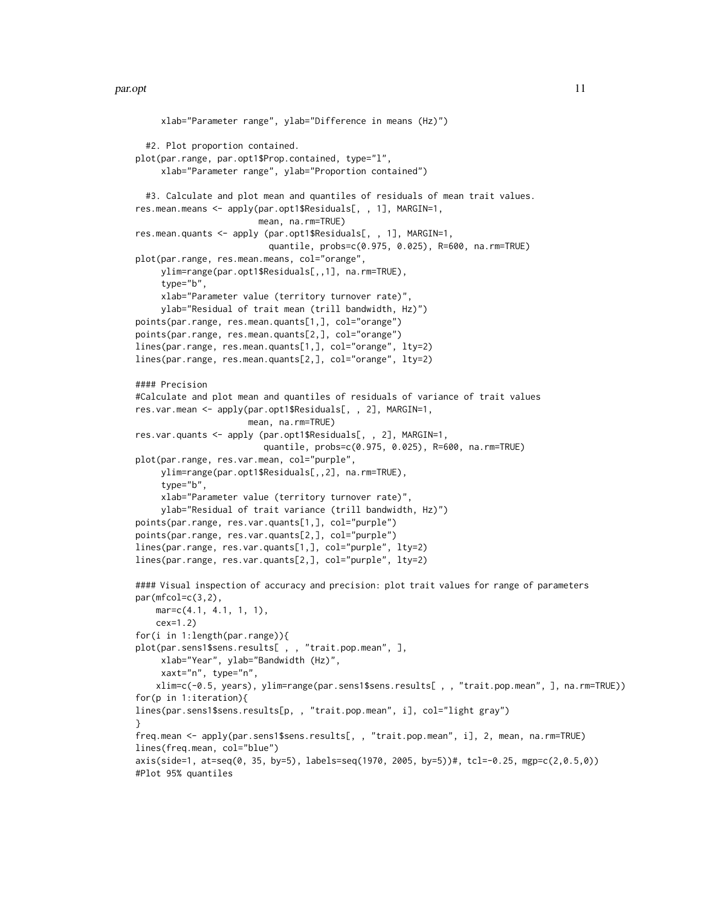```
     xlab="Parameter range", ylab="Difference in means (Hz)")

  #2. Plot proportion contained.
plot(par.range, par.opt1$Prop.contained, type="l",
     xlab="Parameter range", ylab="Proportion contained")

  #3. Calculate and plot mean and quantiles of residuals of mean trait values.
res.mean.means <- apply(par.opt1$Residuals[, , 1], MARGIN=1,
                        mean, na.rm=TRUE)
res.mean.quants <- apply (par.opt1$Residuals[, , 1], MARGIN=1,
                          quantile, probs=c(0.975, 0.025), R=600, na.rm=TRUE)
plot(par.range, res.mean.means, col="orange",
     ylim=range(par.opt1$Residuals[,,1], na.rm=TRUE),
     type="b",
     xlab="Parameter value (territory turnover rate)",
     ylab="Residual of trait mean (trill bandwidth, Hz)")
points(par.range, res.mean.quants[1,], col="orange")
points(par.range, res.mean.quants[2,], col="orange")
lines(par.range, res.mean.quants[1,], col="orange", lty=2)
lines(par.range, res.mean.quants[2,], col="orange", lty=2)

#### Precision
#Calculate and plot mean and quantiles of residuals of variance of trait values
res.var.mean <- apply(par.opt1$Residuals[, , 2], MARGIN=1,
                      mean, na.rm=TRUE)
res.var.quants <- apply (par.opt1$Residuals[, , 2], MARGIN=1,
                         quantile, probs=c(0.975, 0.025), R=600, na.rm=TRUE)
plot(par.range, res.var.mean, col="purple",
     ylim=range(par.opt1$Residuals[,,2], na.rm=TRUE),
     type="b",
     xlab="Parameter value (territory turnover rate)",
     ylab="Residual of trait variance (trill bandwidth, Hz)")
points(par.range, res.var.quants[1,], col="purple")
points(par.range, res.var.quants[2,], col="purple")
lines(par.range, res.var.quants[1,], col="purple", lty=2)
lines(par.range, res.var.quants[2,], col="purple", lty=2)

#### Visual inspection of accuracy and precision: plot trait values for range of parameters
par(mfcol=c(3,2),
    mar=c(4.1, 4.1, 1, 1),
    cex=1.2)
for(i in 1:length(par.range)){
plot(par.sens1$sens.results[ , , "trait.pop.mean", ],
     xlab="Year", ylab="Bandwidth (Hz)",
     xaxt="n", type="n",
    xlim=c(-0.5, years), ylim=range(par.sens1$sens.results[ , , "trait.pop.mean", ], na.rm=TRUE))
for(p in 1:iteration){
lines(par.sens1$sens.results[p, , "trait.pop.mean", i], col="light gray")
}
freq.mean <- apply(par.sens1$sens.results[, , "trait.pop.mean", i], 2, mean, na.rm=TRUE)
lines(freq.mean, col="blue")
axis(side=1, at=seq(0, 35, by=5), labels=seq(1970, 2005, by=5))#, tcl=-0.25, mgp=c(2,0.5,0))
#Plot 95% quantiles
```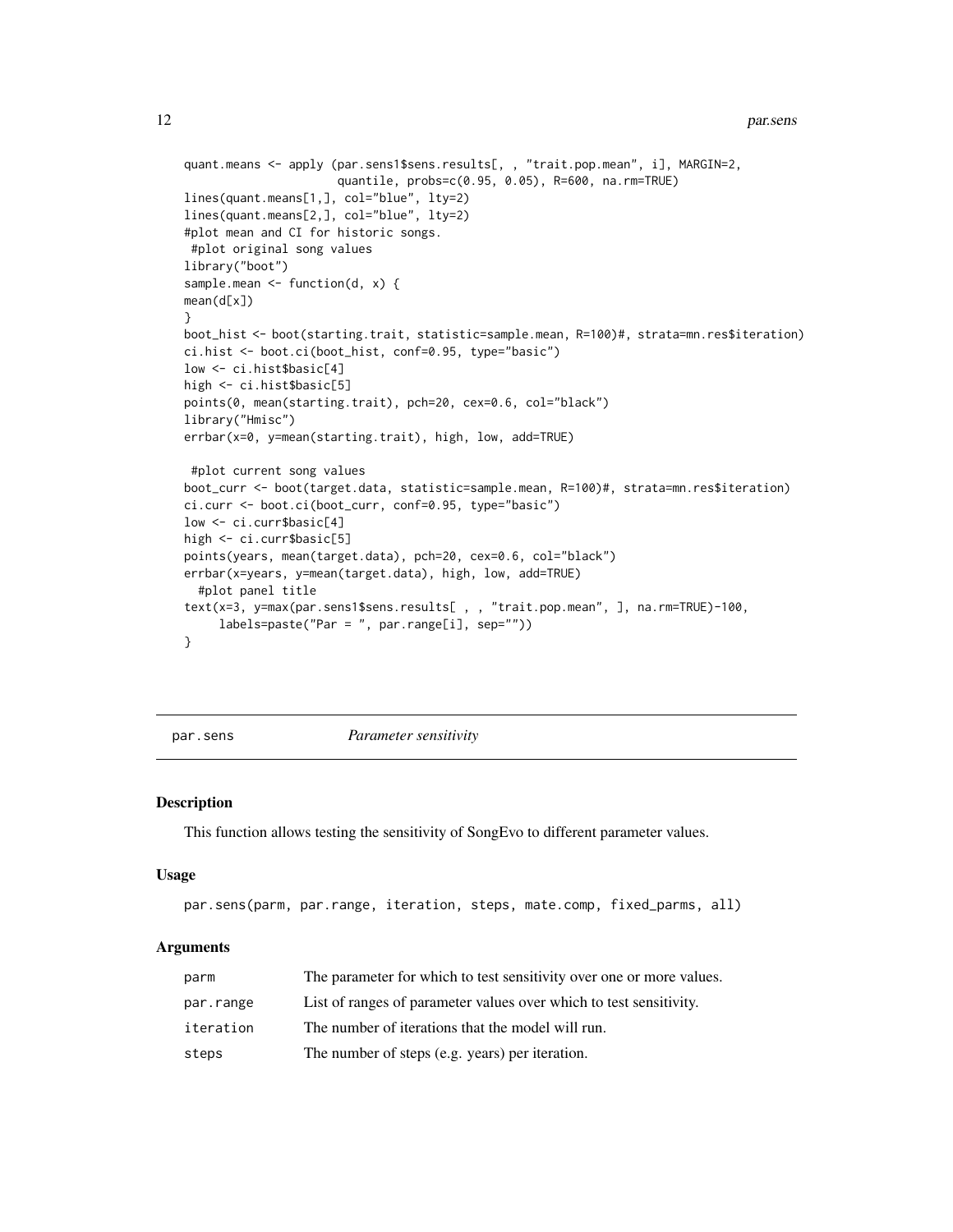```
quant.means <- apply (par.sens1$sens.results[, , "trait.pop.mean", i], MARGIN=2,
                     quantile, probs=c(0.95, 0.05), R=600, na.rm=TRUE)
lines(quant.means[1,], col="blue", lty=2)
lines(quant.means[2,], col="blue", lty=2)
#plot mean and CI for historic songs.
 #plot original song values
library("boot")
sample.mean <- function(d, x) {
mean(d[x])
}
boot_hist <- boot(starting.trait, statistic=sample.mean, R=100)#, strata=mn.res$iteration)
ci.hist <- boot.ci(boot_hist, conf=0.95, type="basic")
low <- ci.hist$basic[4]
high <- ci.hist$basic[5]
points(0, mean(starting.trait), pch=20, cex=0.6, col="black")
library("Hmisc")
errbar(x=0, y=mean(starting.trait), high, low, add=TRUE)

 #plot current song values
boot_curr <- boot(target.data, statistic=sample.mean, R=100)#, strata=mn.res$iteration)
ci.curr <- boot.ci(boot_curr, conf=0.95, type="basic")
low <- ci.curr$basic[4]
high <- ci.curr$basic[5]
points(years, mean(target.data), pch=20, cex=0.6, col="black")
errbar(x=years, y=mean(target.data), high, low, add=TRUE)
  #plot panel title
text(x=3, y=max(par.sens1$sens.results[ , , "trait.pop.mean", ], na.rm=TRUE)-100,
     labels=paste("Par = ", par.range[i], sep=""))
}
```

## par.sens — *Parameter sensitivity*

### Description

This function allows testing the sensitivity of SongEvo to different parameter values.

### Usage

```
par.sens(parm, par.range, iteration, steps, mate.comp, fixed_parms, all)
```

### Arguments

| | |
|---|---|
| parm | The parameter for which to test sensitivity over one or more values. |
| par.range | List of ranges of parameter values over which to test sensitivity. |
| iteration | The number of iterations that the model will run. |
| steps | The number of steps (e.g. years) per iteration. |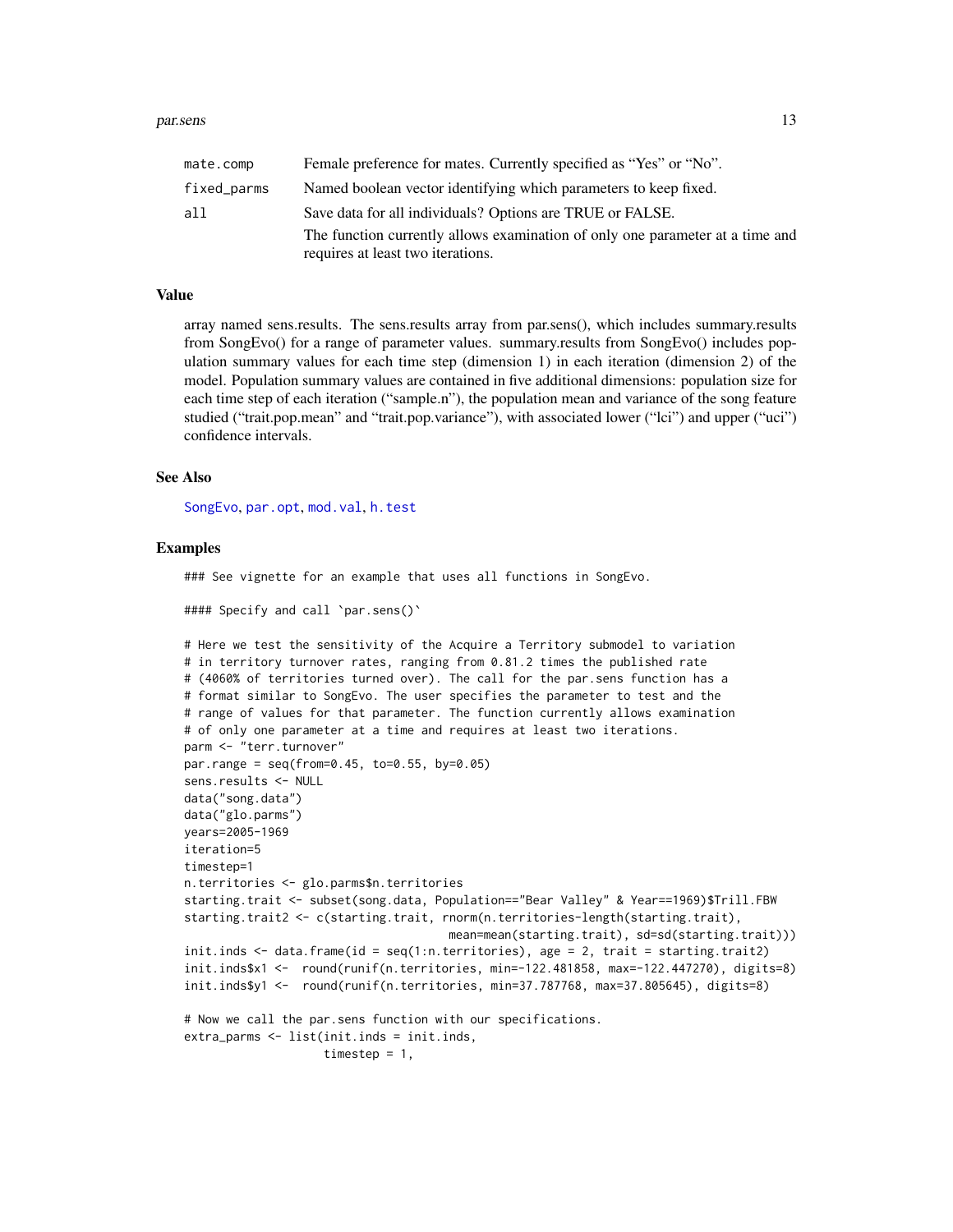| | |
|---|---|
| mate.comp | Female preference for mates. Currently specified as "Yes" or "No". |
| fixed_parms | Named boolean vector identifying which parameters to keep fixed. |
| all | Save data for all individuals? Options are TRUE or FALSE. |
| | The function currently allows examination of only one parameter at a time and requires at least two iterations. |

## Value

array named sens.results. The sens.results array from par.sens(), which includes summary.results from SongEvo() for a range of parameter values. summary.results from SongEvo() includes population summary values for each time step (dimension 1) in each iteration (dimension 2) of the model. Population summary values are contained in five additional dimensions: population size for each time step of each iteration ("sample.n"), the population mean and variance of the song feature studied ("trait.pop.mean" and "trait.pop.variance"), with associated lower ("lci") and upper ("uci") confidence intervals.

## See Also

SongEvo, par.opt, mod.val, h.test

## Examples

```
### See vignette for an example that uses all functions in SongEvo.

#### Specify and call `par.sens()`

# Here we test the sensitivity of the Acquire a Territory submodel to variation
# in territory turnover rates, ranging from 0.81.2 times the published rate
# (4060% of territories turned over). The call for the par.sens function has a
# format similar to SongEvo. The user specifies the parameter to test and the
# range of values for that parameter. The function currently allows examination
# of only one parameter at a time and requires at least two iterations.
parm <- "terr.turnover"
par.range = seq(from=0.45, to=0.55, by=0.05)
sens.results <- NULL
data("song.data")
data("glo.parms")
years=2005-1969
iteration=5
timestep=1
n.territories <- glo.parms$n.territories
starting.trait <- subset(song.data, Population=="Bear Valley" & Year==1969)$Trill.FBW
starting.trait2 <- c(starting.trait, rnorm(n.territories-length(starting.trait),
                                           mean=mean(starting.trait), sd=sd(starting.trait)))
init.inds <- data.frame(id = seq(1:n.territories), age = 2, trait = starting.trait2)
init.inds$x1 <-  round(runif(n.territories, min=-122.481858, max=-122.447270), digits=8)
init.inds$y1 <-  round(runif(n.territories, min=37.787768, max=37.805645), digits=8)

# Now we call the par.sens function with our specifications.
extra_parms <- list(init.inds = init.inds,
                    timestep = 1,
```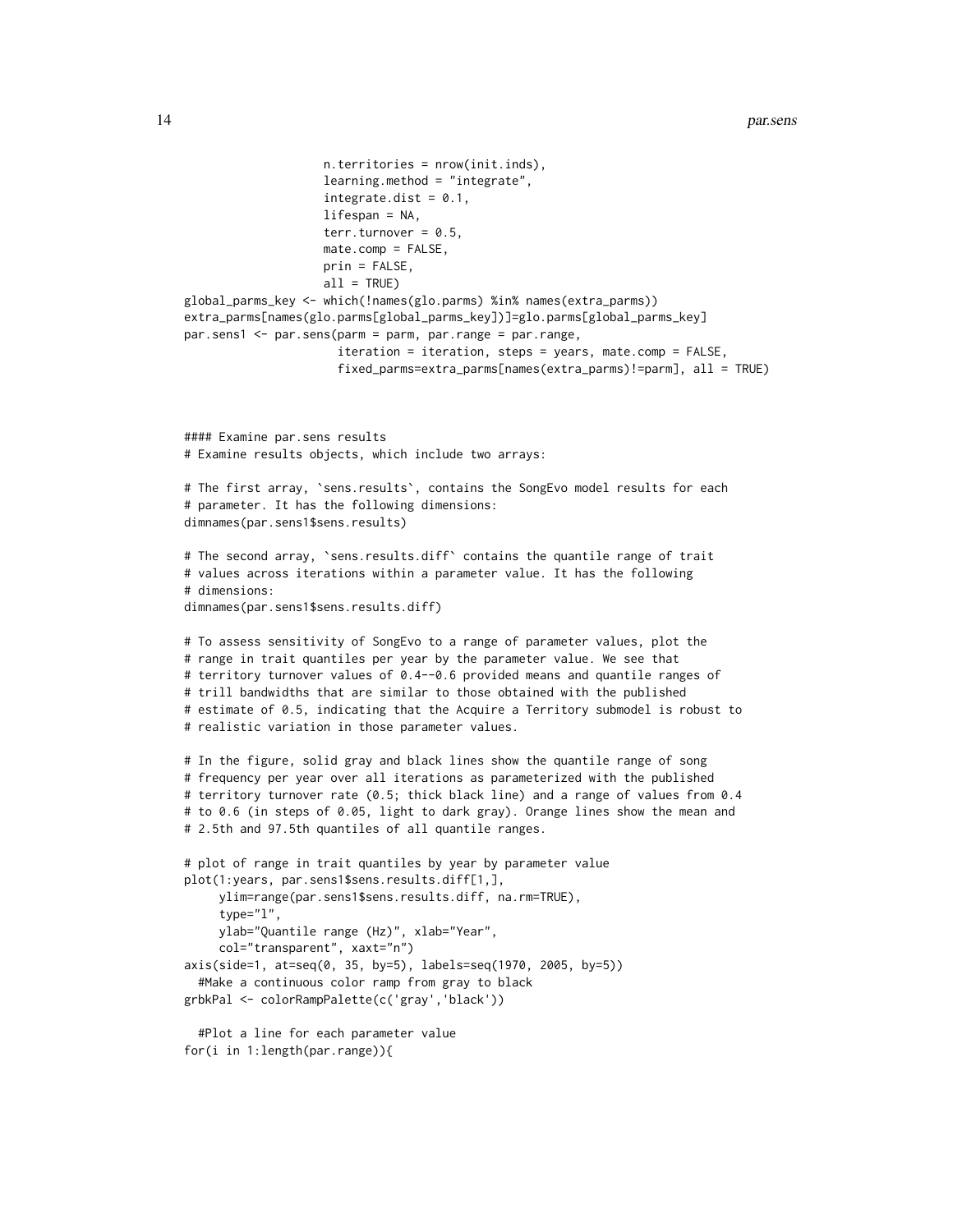```
                    n.territories = nrow(init.inds),
                    learning.method = "integrate",
                    integrate.dist = 0.1,
                    lifespan = NA,
                    terr.turnover = 0.5,
                    mate.comp = FALSE,
                    prin = FALSE,
                    all = TRUE)
global_parms_key <- which(!names(glo.parms) %in% names(extra_parms))
extra_parms[names(glo.parms[global_parms_key])]=glo.parms[global_parms_key]
par.sens1 <- par.sens(parm = parm, par.range = par.range,
                      iteration = iteration, steps = years, mate.comp = FALSE,
                      fixed_parms=extra_parms[names(extra_parms)!=parm], all = TRUE)



#### Examine par.sens results
# Examine results objects, which include two arrays:

# The first array, `sens.results`, contains the SongEvo model results for each
# parameter. It has the following dimensions:
dimnames(par.sens1$sens.results)

# The second array, `sens.results.diff` contains the quantile range of trait
# values across iterations within a parameter value. It has the following
# dimensions:
dimnames(par.sens1$sens.results.diff)

# To assess sensitivity of SongEvo to a range of parameter values, plot the
# range in trait quantiles per year by the parameter value. We see that
# territory turnover values of 0.4--0.6 provided means and quantile ranges of
# trill bandwidths that are similar to those obtained with the published
# estimate of 0.5, indicating that the Acquire a Territory submodel is robust to
# realistic variation in those parameter values.

# In the figure, solid gray and black lines show the quantile range of song
# frequency per year over all iterations as parameterized with the published
# territory turnover rate (0.5; thick black line) and a range of values from 0.4
# to 0.6 (in steps of 0.05, light to dark gray). Orange lines show the mean and
# 2.5th and 97.5th quantiles of all quantile ranges.

# plot of range in trait quantiles by year by parameter value
plot(1:years, par.sens1$sens.results.diff[1,],
     ylim=range(par.sens1$sens.results.diff, na.rm=TRUE),
     type="l",
     ylab="Quantile range (Hz)", xlab="Year",
     col="transparent", xaxt="n")
axis(side=1, at=seq(0, 35, by=5), labels=seq(1970, 2005, by=5))
  #Make a continuous color ramp from gray to black
grbkPal <- colorRampPalette(c('gray','black'))

  #Plot a line for each parameter value
for(i in 1:length(par.range)){
```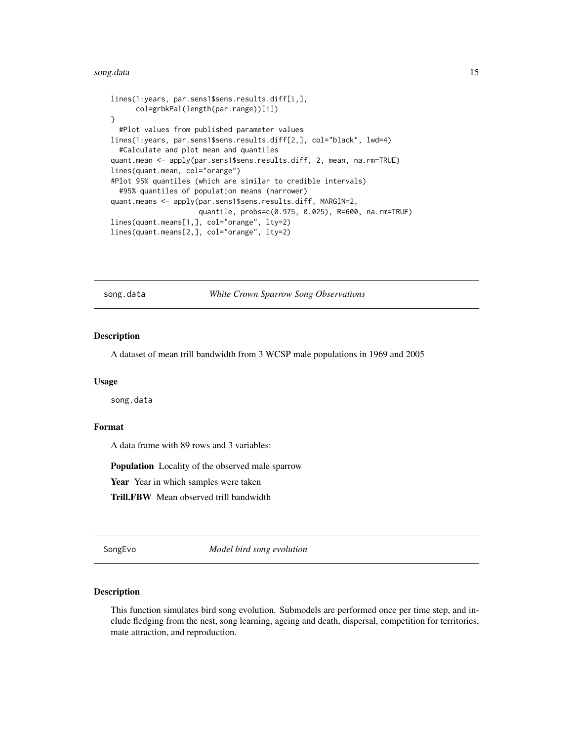```
lines(1:years, par.sens1$sens.results.diff[i,],
      col=grbkPal(length(par.range))[i])
}
  #Plot values from published parameter values
lines(1:years, par.sens1$sens.results.diff[2,], col="black", lwd=4)
  #Calculate and plot mean and quantiles
quant.mean <- apply(par.sens1$sens.results.diff, 2, mean, na.rm=TRUE)
lines(quant.mean, col="orange")
#Plot 95% quantiles (which are similar to credible intervals)
  #95% quantiles of population means (narrower)
quant.means <- apply(par.sens1$sens.results.diff, MARGIN=2,
                     quantile, probs=c(0.975, 0.025), R=600, na.rm=TRUE)
lines(quant.means[1,], col="orange", lty=2)
lines(quant.means[2,], col="orange", lty=2)
```

## song.data — *White Crown Sparrow Song Observations*

### Description

A dataset of mean trill bandwidth from 3 WCSP male populations in 1969 and 2005

### Usage

```
song.data
```

### Format

A data frame with 89 rows and 3 variables:

**Population** Locality of the observed male sparrow

**Year** Year in which samples were taken

**Trill.FBW** Mean observed trill bandwidth

## SongEvo — *Model bird song evolution*

### Description

This function simulates bird song evolution. Submodels are performed once per time step, and include fledging from the nest, song learning, ageing and death, dispersal, competition for territories, mate attraction, and reproduction.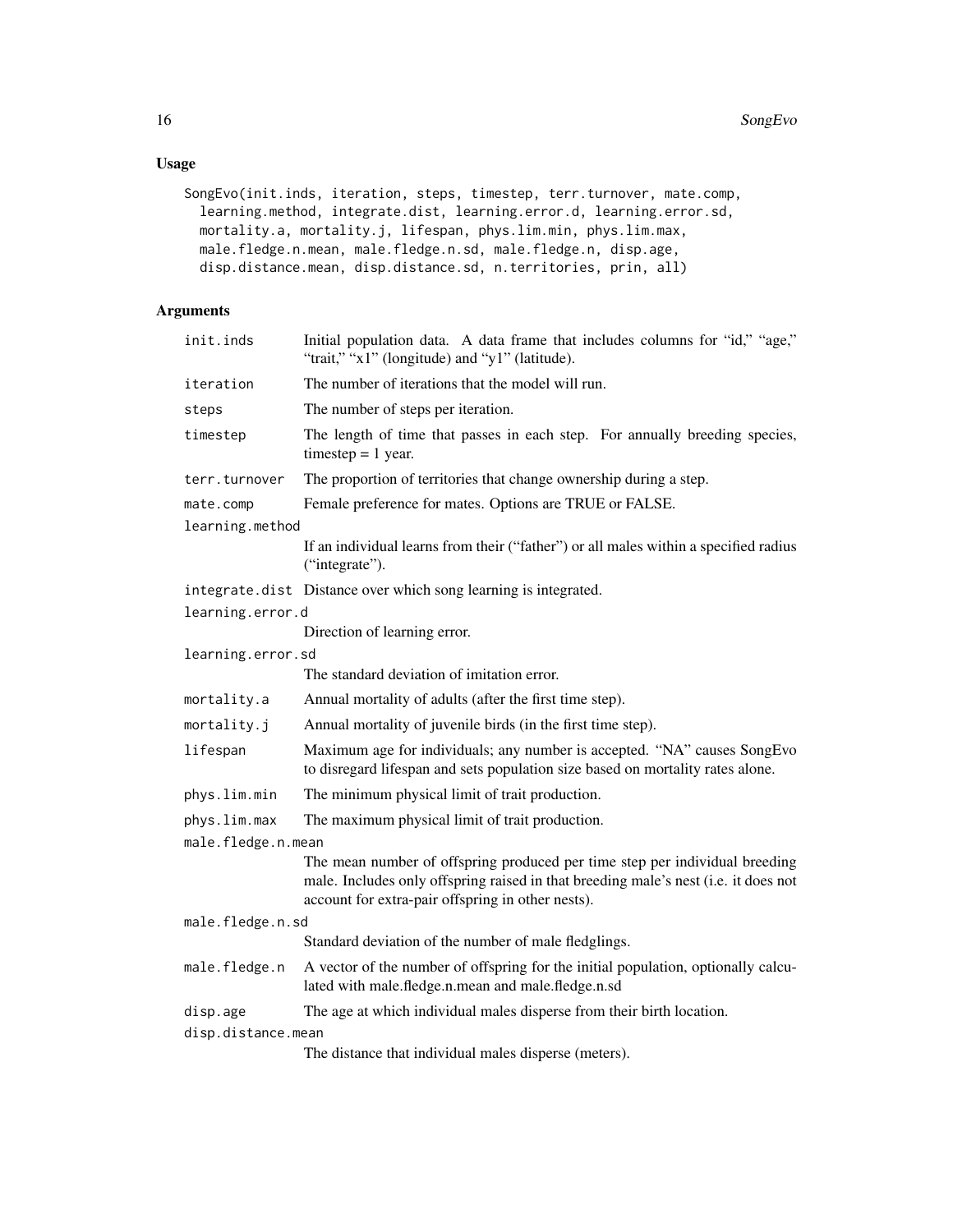## Usage

```
SongEvo(init.inds, iteration, steps, timestep, terr.turnover, mate.comp,
  learning.method, integrate.dist, learning.error.d, learning.error.sd,
  mortality.a, mortality.j, lifespan, phys.lim.min, phys.lim.max,
  male.fledge.n.mean, male.fledge.n.sd, male.fledge.n, disp.age,
  disp.distance.mean, disp.distance.sd, n.territories, prin, all)
```

## Arguments

| Argument | Description |
| --- | --- |
| `init.inds` | Initial population data. A data frame that includes columns for "id," "age," "trait," "x1" (longitude) and "y1" (latitude). |
| `iteration` | The number of iterations that the model will run. |
| `steps` | The number of steps per iteration. |
| `timestep` | The length of time that passes in each step. For annually breeding species, timestep = 1 year. |
| `terr.turnover` | The proportion of territories that change ownership during a step. |
| `mate.comp` | Female preference for mates. Options are TRUE or FALSE. |
| `learning.method` | If an individual learns from their ("father") or all males within a specified radius ("integrate"). |
| `integrate.dist` | Distance over which song learning is integrated. |
| `learning.error.d` | Direction of learning error. |
| `learning.error.sd` | The standard deviation of imitation error. |
| `mortality.a` | Annual mortality of adults (after the first time step). |
| `mortality.j` | Annual mortality of juvenile birds (in the first time step). |
| `lifespan` | Maximum age for individuals; any number is accepted. "NA" causes SongEvo to disregard lifespan and sets population size based on mortality rates alone. |
| `phys.lim.min` | The minimum physical limit of trait production. |
| `phys.lim.max` | The maximum physical limit of trait production. |
| `male.fledge.n.mean` | The mean number of offspring produced per time step per individual breeding male. Includes only offspring raised in that breeding male's nest (i.e. it does not account for extra-pair offspring in other nests). |
| `male.fledge.n.sd` | Standard deviation of the number of male fledglings. |
| `male.fledge.n` | A vector of the number of offspring for the initial population, optionally calculated with male.fledge.n.mean and male.fledge.n.sd |
| `disp.age` | The age at which individual males disperse from their birth location. |
| `disp.distance.mean` | The distance that individual males disperse (meters). |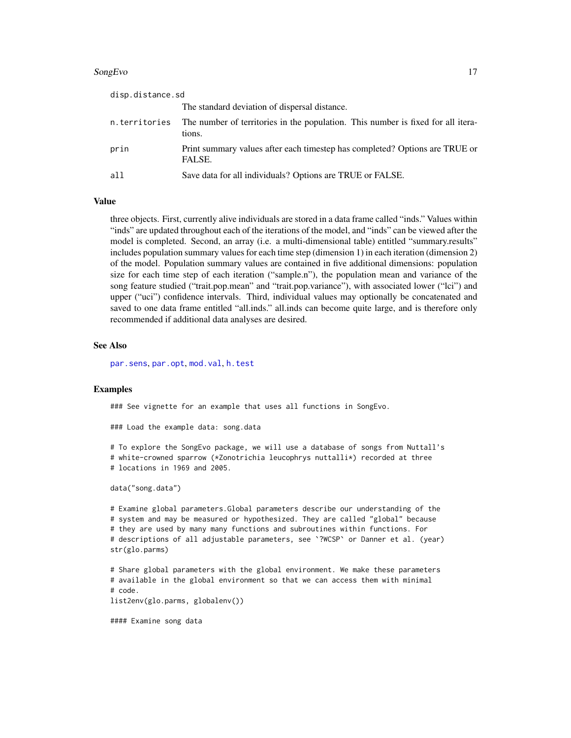| | |
|---|---|
| disp.distance.sd | The standard deviation of dispersal distance. |
| n.territories | The number of territories in the population. This number is fixed for all iterations. |
| prin | Print summary values after each timestep has completed? Options are TRUE or FALSE. |
| all | Save data for all individuals? Options are TRUE or FALSE. |

## Value

three objects. First, currently alive individuals are stored in a data frame called "inds." Values within "inds" are updated throughout each of the iterations of the model, and "inds" can be viewed after the model is completed. Second, an array (i.e. a multi-dimensional table) entitled "summary.results" includes population summary values for each time step (dimension 1) in each iteration (dimension 2) of the model. Population summary values are contained in five additional dimensions: population size for each time step of each iteration ("sample.n"), the population mean and variance of the song feature studied ("trait.pop.mean" and "trait.pop.variance"), with associated lower ("lci") and upper ("uci") confidence intervals. Third, individual values may optionally be concatenated and saved to one data frame entitled "all.inds." all.inds can become quite large, and is therefore only recommended if additional data analyses are desired.

## See Also

par.sens, par.opt, mod.val, h.test

## Examples

```
### See vignette for an example that uses all functions in SongEvo.

### Load the example data: song.data

# To explore the SongEvo package, we will use a database of songs from Nuttall's
# white-crowned sparrow (*Zonotrichia leucophrys nuttalli*) recorded at three
# locations in 1969 and 2005.

data("song.data")

# Examine global parameters.Global parameters describe our understanding of the
# system and may be measured or hypothesized. They are called "global" because
# they are used by many many functions and subroutines within functions. For
# descriptions of all adjustable parameters, see `?WCSP` or Danner et al. (year)
str(glo.parms)

# Share global parameters with the global environment. We make these parameters
# available in the global environment so that we can access them with minimal
# code.
list2env(glo.parms, globalenv())

#### Examine song data
```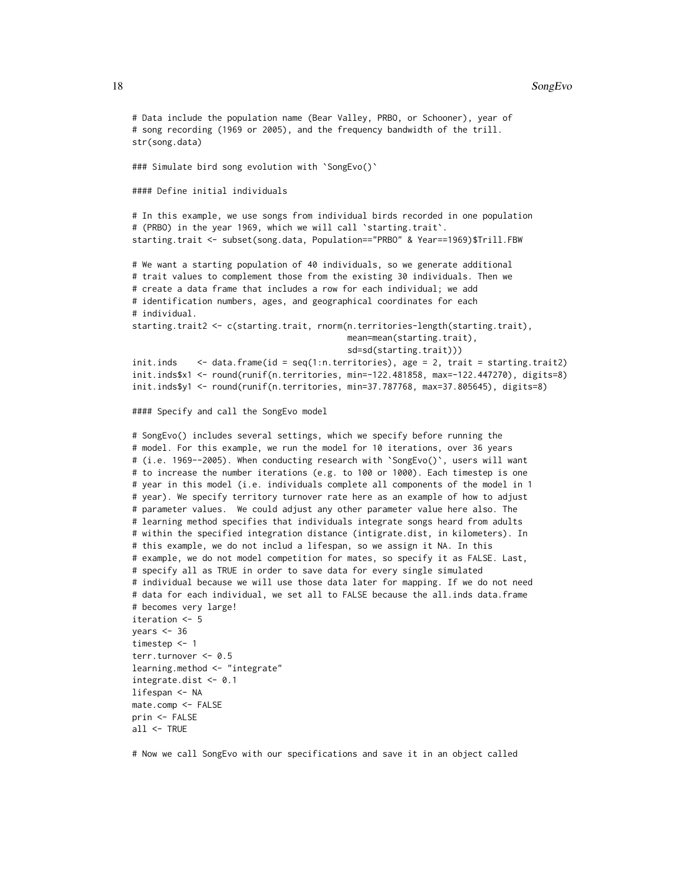```
# Data include the population name (Bear Valley, PRBO, or Schooner), year of
# song recording (1969 or 2005), and the frequency bandwidth of the trill.
str(song.data)

### Simulate bird song evolution with `SongEvo()`

#### Define initial individuals

# In this example, we use songs from individual birds recorded in one population
# (PRBO) in the year 1969, which we will call `starting.trait`.
starting.trait <- subset(song.data, Population=="PRBO" & Year==1969)$Trill.FBW

# We want a starting population of 40 individuals, so we generate additional
# trait values to complement those from the existing 30 individuals. Then we
# create a data frame that includes a row for each individual; we add
# identification numbers, ages, and geographical coordinates for each
# individual.
starting.trait2 <- c(starting.trait, rnorm(n.territories-length(starting.trait),
                                           mean=mean(starting.trait),
                                           sd=sd(starting.trait)))
init.inds    <- data.frame(id = seq(1:n.territories), age = 2, trait = starting.trait2)
init.inds$x1 <- round(runif(n.territories, min=-122.481858, max=-122.447270), digits=8)
init.inds$y1 <- round(runif(n.territories, min=37.787768, max=37.805645), digits=8)

#### Specify and call the SongEvo model

# SongEvo() includes several settings, which we specify before running the
# model. For this example, we run the model for 10 iterations, over 36 years
# (i.e. 1969--2005). When conducting research with `SongEvo()`, users will want
# to increase the number iterations (e.g. to 100 or 1000). Each timestep is one
# year in this model (i.e. individuals complete all components of the model in 1
# year). We specify territory turnover rate here as an example of how to adjust
# parameter values.  We could adjust any other parameter value here also. The
# learning method specifies that individuals integrate songs heard from adults
# within the specified integration distance (intigrate.dist, in kilometers). In
# this example, we do not includ a lifespan, so we assign it NA. In this
# example, we do not model competition for mates, so specify it as FALSE. Last,
# specify all as TRUE in order to save data for every single simulated
# individual because we will use those data later for mapping. If we do not need
# data for each individual, we set all to FALSE because the all.inds data.frame
# becomes very large!
iteration <- 5
years <- 36
timestep <- 1
terr.turnover <- 0.5
learning.method <- "integrate"
integrate.dist <- 0.1
lifespan <- NA
mate.comp <- FALSE
prin <- FALSE
all <- TRUE

# Now we call SongEvo with our specifications and save it in an object called
```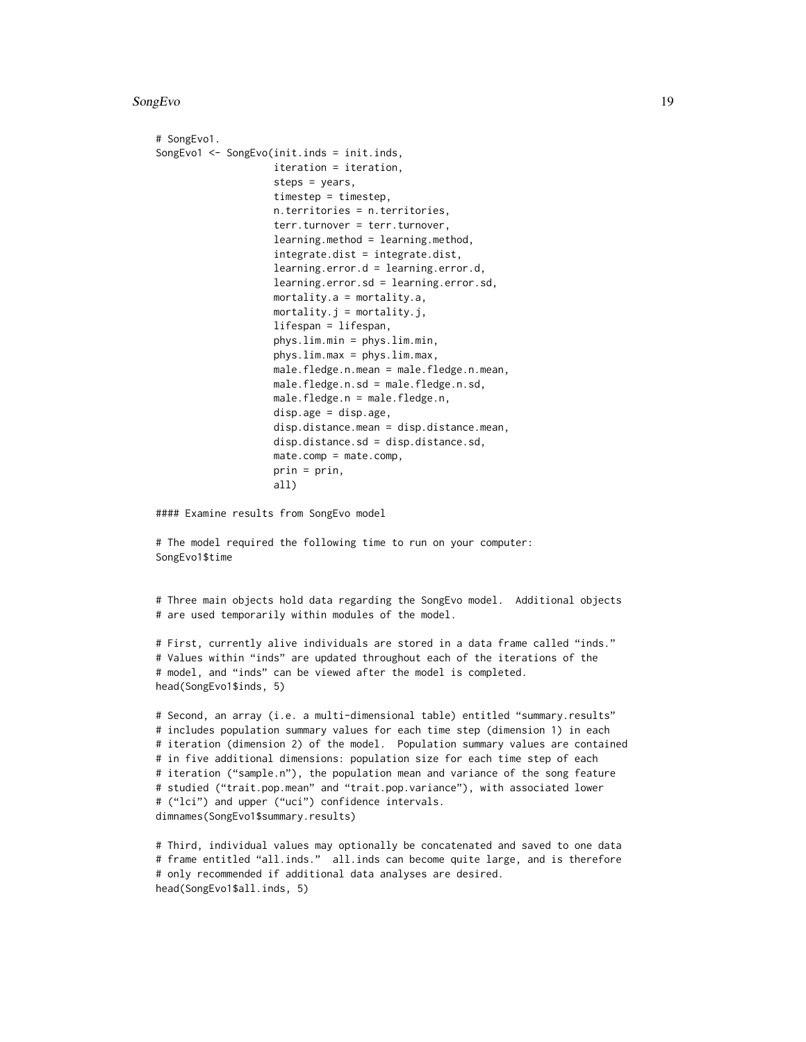```
# SongEvo1.
SongEvo1 <- SongEvo(init.inds = init.inds,
                    iteration = iteration,
                    steps = years,
                    timestep = timestep,
                    n.territories = n.territories,
                    terr.turnover = terr.turnover,
                    learning.method = learning.method,
                    integrate.dist = integrate.dist,
                    learning.error.d = learning.error.d,
                    learning.error.sd = learning.error.sd,
                    mortality.a = mortality.a,
                    mortality.j = mortality.j,
                    lifespan = lifespan,
                    phys.lim.min = phys.lim.min,
                    phys.lim.max = phys.lim.max,
                    male.fledge.n.mean = male.fledge.n.mean,
                    male.fledge.n.sd = male.fledge.n.sd,
                    male.fledge.n = male.fledge.n,
                    disp.age = disp.age,
                    disp.distance.mean = disp.distance.mean,
                    disp.distance.sd = disp.distance.sd,
                    mate.comp = mate.comp,
                    prin = prin,
                    all)

#### Examine results from SongEvo model

# The model required the following time to run on your computer:
SongEvo1$time


# Three main objects hold data regarding the SongEvo model.  Additional objects
# are used temporarily within modules of the model.

# First, currently alive individuals are stored in a data frame called “inds.”
# Values within “inds” are updated throughout each of the iterations of the
# model, and “inds” can be viewed after the model is completed.
head(SongEvo1$inds, 5)

# Second, an array (i.e. a multi-dimensional table) entitled “summary.results”
# includes population summary values for each time step (dimension 1) in each
# iteration (dimension 2) of the model.  Population summary values are contained
# in five additional dimensions: population size for each time step of each
# iteration (“sample.n”), the population mean and variance of the song feature
# studied (“trait.pop.mean” and “trait.pop.variance”), with associated lower
# (“lci”) and upper (“uci”) confidence intervals.
dimnames(SongEvo1$summary.results)

# Third, individual values may optionally be concatenated and saved to one data
# frame entitled “all.inds.”  all.inds can become quite large, and is therefore
# only recommended if additional data analyses are desired.
head(SongEvo1$all.inds, 5)
```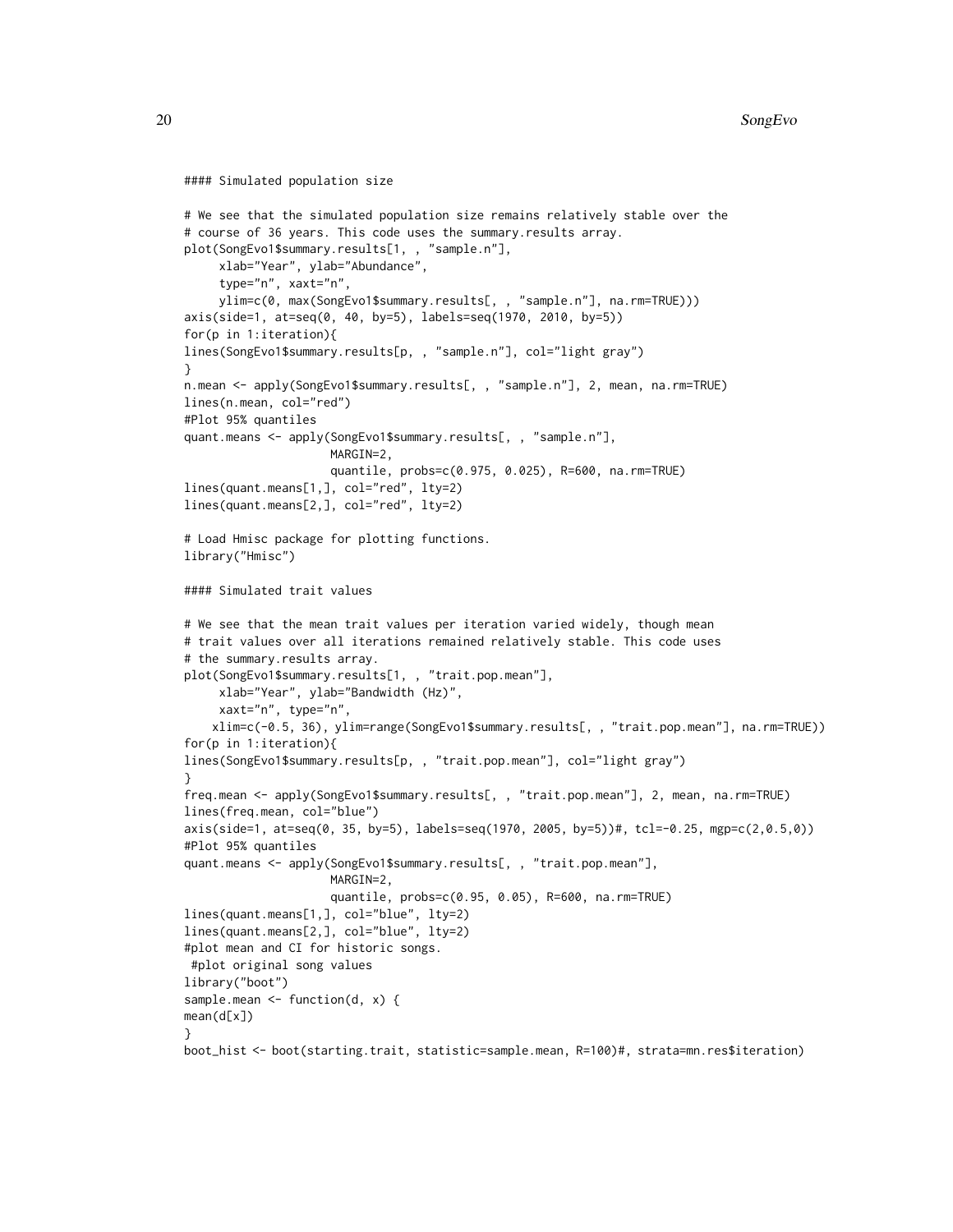```
#### Simulated population size

# We see that the simulated population size remains relatively stable over the
# course of 36 years. This code uses the summary.results array.
plot(SongEvo1$summary.results[1, , "sample.n"],
     xlab="Year", ylab="Abundance",
     type="n", xaxt="n",
     ylim=c(0, max(SongEvo1$summary.results[, , "sample.n"], na.rm=TRUE)))
axis(side=1, at=seq(0, 40, by=5), labels=seq(1970, 2010, by=5))
for(p in 1:iteration){
lines(SongEvo1$summary.results[p, , "sample.n"], col="light gray")
}
n.mean <- apply(SongEvo1$summary.results[, , "sample.n"], 2, mean, na.rm=TRUE)
lines(n.mean, col="red")
#Plot 95% quantiles
quant.means <- apply(SongEvo1$summary.results[, , "sample.n"],
                     MARGIN=2,
                     quantile, probs=c(0.975, 0.025), R=600, na.rm=TRUE)
lines(quant.means[1,], col="red", lty=2)
lines(quant.means[2,], col="red", lty=2)

# Load Hmisc package for plotting functions.
library("Hmisc")

#### Simulated trait values

# We see that the mean trait values per iteration varied widely, though mean
# trait values over all iterations remained relatively stable. This code uses
# the summary.results array.
plot(SongEvo1$summary.results[1, , "trait.pop.mean"],
     xlab="Year", ylab="Bandwidth (Hz)",
     xaxt="n", type="n",
    xlim=c(-0.5, 36), ylim=range(SongEvo1$summary.results[, , "trait.pop.mean"], na.rm=TRUE))
for(p in 1:iteration){
lines(SongEvo1$summary.results[p, , "trait.pop.mean"], col="light gray")
}
freq.mean <- apply(SongEvo1$summary.results[, , "trait.pop.mean"], 2, mean, na.rm=TRUE)
lines(freq.mean, col="blue")
axis(side=1, at=seq(0, 35, by=5), labels=seq(1970, 2005, by=5))#, tcl=-0.25, mgp=c(2,0.5,0))
#Plot 95% quantiles
quant.means <- apply(SongEvo1$summary.results[, , "trait.pop.mean"],
                     MARGIN=2,
                     quantile, probs=c(0.95, 0.05), R=600, na.rm=TRUE)
lines(quant.means[1,], col="blue", lty=2)
lines(quant.means[2,], col="blue", lty=2)
#plot mean and CI for historic songs.
 #plot original song values
library("boot")
sample.mean <- function(d, x) {
mean(d[x])
}
boot_hist <- boot(starting.trait, statistic=sample.mean, R=100)#, strata=mn.res$iteration)
```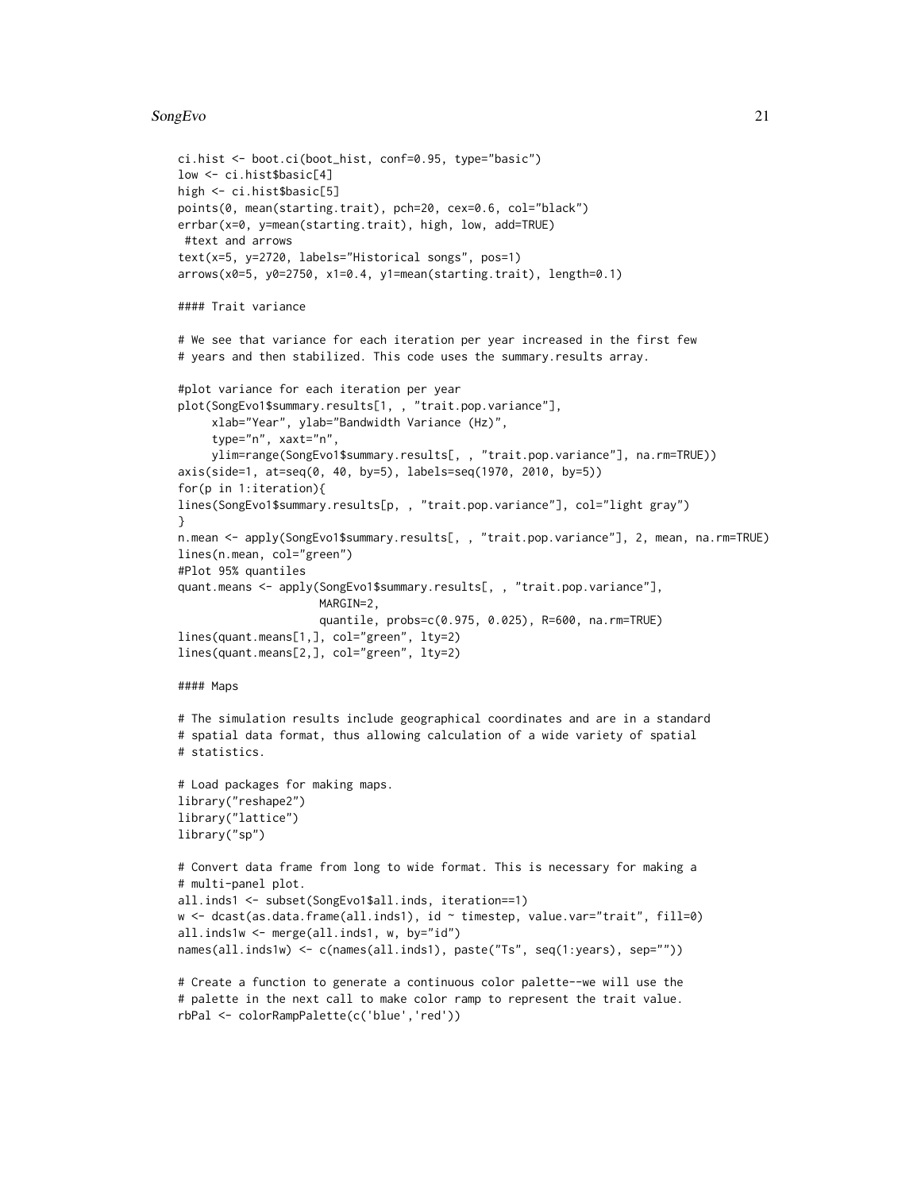```
ci.hist <- boot.ci(boot_hist, conf=0.95, type="basic")
low <- ci.hist$basic[4]
high <- ci.hist$basic[5]
points(0, mean(starting.trait), pch=20, cex=0.6, col="black")
errbar(x=0, y=mean(starting.trait), high, low, add=TRUE)
 #text and arrows
text(x=5, y=2720, labels="Historical songs", pos=1)
arrows(x0=5, y0=2750, x1=0.4, y1=mean(starting.trait), length=0.1)

#### Trait variance

# We see that variance for each iteration per year increased in the first few
# years and then stabilized. This code uses the summary.results array.

#plot variance for each iteration per year
plot(SongEvo1$summary.results[1, , "trait.pop.variance"],
     xlab="Year", ylab="Bandwidth Variance (Hz)",
     type="n", xaxt="n",
     ylim=range(SongEvo1$summary.results[, , "trait.pop.variance"], na.rm=TRUE))
axis(side=1, at=seq(0, 40, by=5), labels=seq(1970, 2010, by=5))
for(p in 1:iteration){
lines(SongEvo1$summary.results[p, , "trait.pop.variance"], col="light gray")
}
n.mean <- apply(SongEvo1$summary.results[, , "trait.pop.variance"], 2, mean, na.rm=TRUE)
lines(n.mean, col="green")
#Plot 95% quantiles
quant.means <- apply(SongEvo1$summary.results[, , "trait.pop.variance"],
                     MARGIN=2,
                     quantile, probs=c(0.975, 0.025), R=600, na.rm=TRUE)
lines(quant.means[1,], col="green", lty=2)
lines(quant.means[2,], col="green", lty=2)

#### Maps

# The simulation results include geographical coordinates and are in a standard
# spatial data format, thus allowing calculation of a wide variety of spatial
# statistics.

# Load packages for making maps.
library("reshape2")
library("lattice")
library("sp")

# Convert data frame from long to wide format. This is necessary for making a
# multi-panel plot.
all.inds1 <- subset(SongEvo1$all.inds, iteration==1)
w <- dcast(as.data.frame(all.inds1), id ~ timestep, value.var="trait", fill=0)
all.inds1w <- merge(all.inds1, w, by="id")
names(all.inds1w) <- c(names(all.inds1), paste("Ts", seq(1:years), sep=""))

# Create a function to generate a continuous color palette--we will use the
# palette in the next call to make color ramp to represent the trait value.
rbPal <- colorRampPalette(c('blue','red'))
```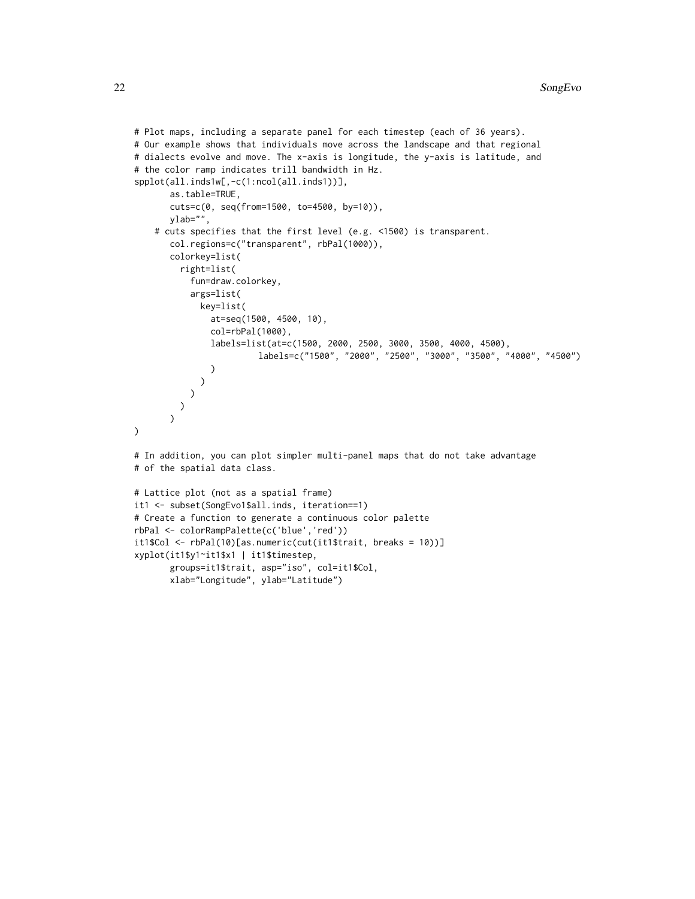```
# Plot maps, including a separate panel for each timestep (each of 36 years).
# Our example shows that individuals move across the landscape and that regional
# dialects evolve and move. The x-axis is longitude, the y-axis is latitude, and
# the color ramp indicates trill bandwidth in Hz.
spplot(all.inds1w[,-c(1:ncol(all.inds1))],
       as.table=TRUE,
       cuts=c(0, seq(from=1500, to=4500, by=10)),
       ylab="",
    # cuts specifies that the first level (e.g. <1500) is transparent.
       col.regions=c("transparent", rbPal(1000)),
       colorkey=list(
         right=list(
           fun=draw.colorkey,
           args=list(
             key=list(
               at=seq(1500, 4500, 10),
               col=rbPal(1000),
               labels=list(at=c(1500, 2000, 2500, 3000, 3500, 4000, 4500),
                         labels=c("1500", "2000", "2500", "3000", "3500", "4000", "4500")
               )
             )
           )
         )
       )
)

# In addition, you can plot simpler multi-panel maps that do not take advantage
# of the spatial data class.

# Lattice plot (not as a spatial frame)
it1 <- subset(SongEvo1$all.inds, iteration==1)
# Create a function to generate a continuous color palette
rbPal <- colorRampPalette(c('blue','red'))
it1$Col <- rbPal(10)[as.numeric(cut(it1$trait, breaks = 10))]
xyplot(it1$y1~it1$x1 | it1$timestep,
       groups=it1$trait, asp="iso", col=it1$Col,
       xlab="Longitude", ylab="Latitude")
```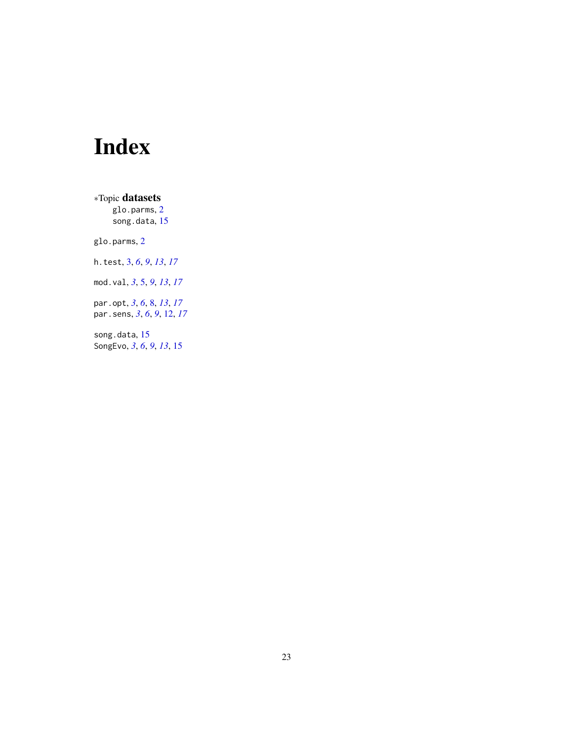# Index

∗Topic **datasets**

- glo.parms, 2
- song.data, 15

glo.parms, 2

h.test, 3, *6*, *9*, *13*, *17*

mod.val, *3*, 5, *9*, *13*, *17*

par.opt, *3*, *6*, 8, *13*, *17*

par.sens, *3*, *6*, *9*, 12, *17*

song.data, 15

SongEvo, *3*, *6*, *9*, *13*, 15